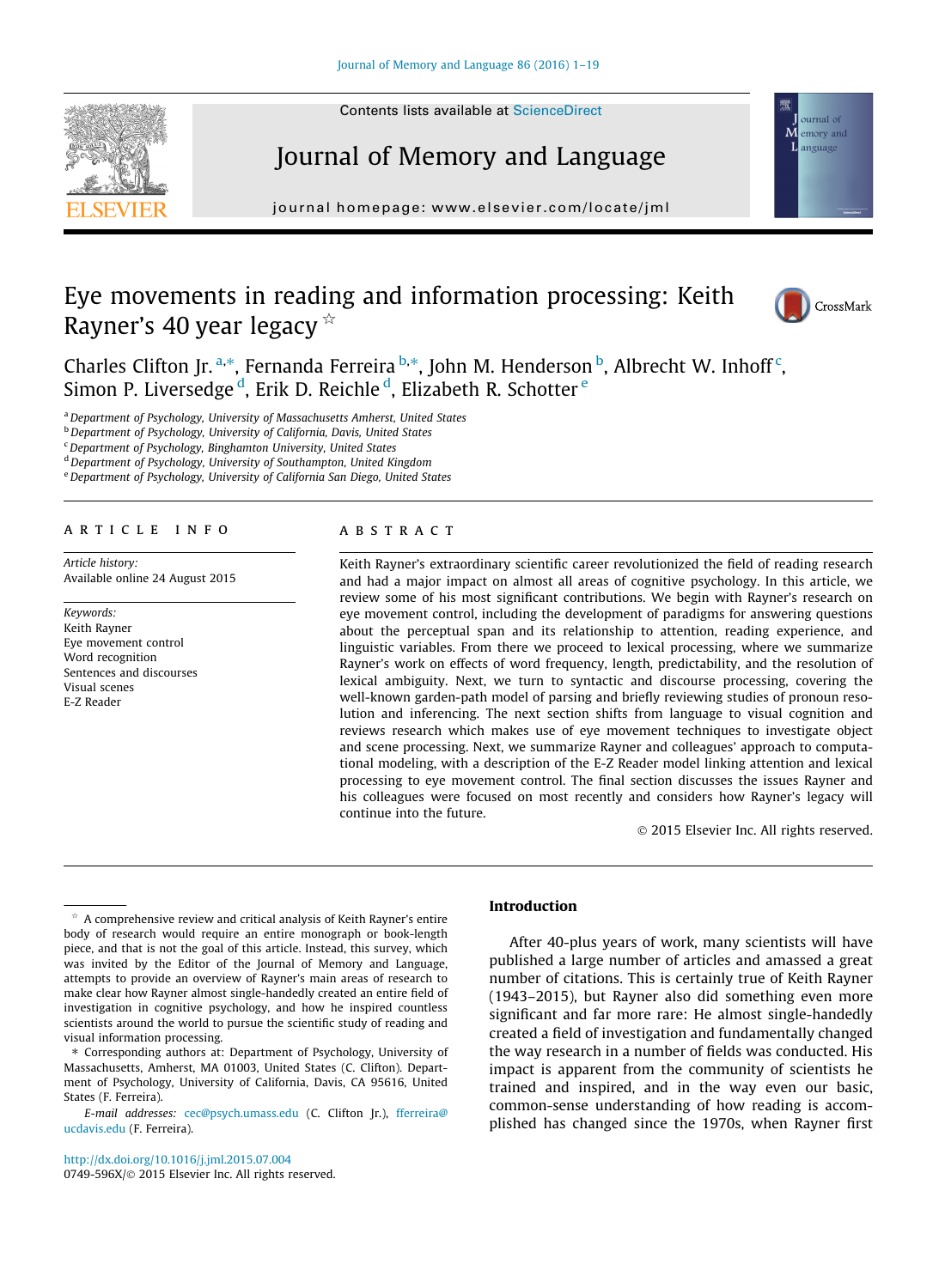Contents lists available at ScienceDirect

# Journal of Memory and Language

journal homepage: www.elsevier.com/locate/jml

# Eye movements in reading and information processing: Keith Rayner's 40 year legacy ☆

Charles Clifton Jr. [a,*], Fernanda Ferreira [b,*], John M. Henderson [b], Albrecht W. Inhoff [c], Simon P. Liversedge [d], Erik D. Reichle [d], Elizabeth R. Schotter [e]

[a] Department of Psychology, University of Massachusetts Amherst, United States
[b] Department of Psychology, University of California, Davis, United States
[c] Department of Psychology, Binghamton University, United States
[d] Department of Psychology, University of Southampton, United Kingdom
[e] Department of Psychology, University of California San Diego, United States

## ARTICLE INFO

*Article history:*
Available online 24 August 2015

*Keywords:*
Keith Rayner
Eye movement control
Word recognition
Sentences and discourses
Visual scenes
E-Z Reader

## ABSTRACT

Keith Rayner's extraordinary scientific career revolutionized the field of reading research and had a major impact on almost all areas of cognitive psychology. In this article, we review some of his most significant contributions. We begin with Rayner's research on eye movement control, including the development of paradigms for answering questions about the perceptual span and its relationship to attention, reading experience, and linguistic variables. From there we proceed to lexical processing, where we summarize Rayner's work on effects of word frequency, length, predictability, and the resolution of lexical ambiguity. Next, we turn to syntactic and discourse processing, covering the well-known garden-path model of parsing and briefly reviewing studies of pronoun resolution and inferencing. The next section shifts from language to visual cognition and reviews research which makes use of eye movement techniques to investigate object and scene processing. Next, we summarize Rayner and colleagues' approach to computational modeling, with a description of the E-Z Reader model linking attention and lexical processing to eye movement control. The final section discusses the issues Rayner and his colleagues were focused on most recently and considers how Rayner's legacy will continue into the future.

© 2015 Elsevier Inc. All rights reserved.

## Introduction

After 40-plus years of work, many scientists will have published a large number of articles and amassed a great number of citations. This is certainly true of Keith Rayner (1943–2015), but Rayner also did something even more significant and far more rare: He almost single-handedly created a field of investigation and fundamentally changed the way research in a number of fields was conducted. His impact is apparent from the community of scientists he trained and inspired, and in the way even our basic, common-sense understanding of how reading is accomplished has changed since the 1970s, when Rayner first

☆ A comprehensive review and critical analysis of Keith Rayner's entire body of research would require an entire monograph or book-length piece, and that is not the goal of this article. Instead, this survey, which was invited by the Editor of the Journal of Memory and Language, attempts to provide an overview of Rayner's main areas of research to make clear how Rayner almost single-handedly created an entire field of investigation in cognitive psychology, and how he inspired countless scientists around the world to pursue the scientific study of reading and visual information processing.

\* Corresponding authors at: Department of Psychology, University of Massachusetts, Amherst, MA 01003, United States (C. Clifton). Department of Psychology, University of California, Davis, CA 95616, United States (F. Ferreira).

*E-mail addresses:* cec@psych.umass.edu (C. Clifton Jr.), fferreira@ucdavis.edu (F. Ferreira).

http://dx.doi.org/10.1016/j.jml.2015.07.004
0749-596X/© 2015 Elsevier Inc. All rights reserved.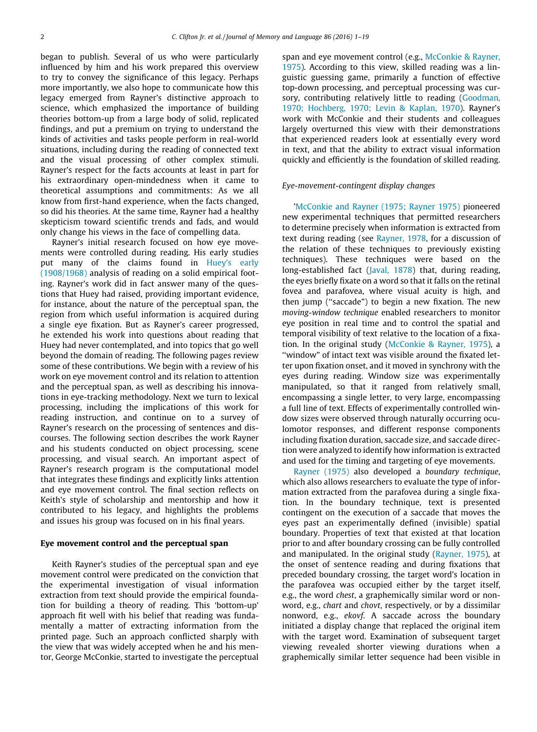began to publish. Several of us who were particularly influenced by him and his work prepared this overview to try to convey the significance of this legacy. Perhaps more importantly, we also hope to communicate how this legacy emerged from Rayner's distinctive approach to science, which emphasized the importance of building theories bottom-up from a large body of solid, replicated findings, and put a premium on trying to understand the kinds of activities and tasks people perform in real-world situations, including during the reading of connected text and the visual processing of other complex stimuli. Rayner's respect for the facts accounts at least in part for his extraordinary open-mindedness when it came to theoretical assumptions and commitments: As we all know from first-hand experience, when the facts changed, so did his theories. At the same time, Rayner had a healthy skepticism toward scientific trends and fads, and would only change his views in the face of compelling data.

Rayner's initial research focused on how eye movements were controlled during reading. His early studies put many of the claims found in Huey's early (1908/1968) analysis of reading on a solid empirical footing. Rayner's work did in fact answer many of the questions that Huey had raised, providing important evidence, for instance, about the nature of the perceptual span, the region from which useful information is acquired during a single eye fixation. But as Rayner's career progressed, he extended his work into questions about reading that Huey had never contemplated, and into topics that go well beyond the domain of reading. The following pages review some of these contributions. We begin with a review of his work on eye movement control and its relation to attention and the perceptual span, as well as describing his innovations in eye-tracking methodology. Next we turn to lexical processing, including the implications of this work for reading instruction, and continue on to a survey of Rayner's research on the processing of sentences and discourses. The following section describes the work Rayner and his students conducted on object processing, scene processing, and visual search. An important aspect of Rayner's research program is the computational model that integrates these findings and explicitly links attention and eye movement control. The final section reflects on Keith's style of scholarship and mentorship and how it contributed to his legacy, and highlights the problems and issues his group was focused on in his final years.

## Eye movement control and the perceptual span

Keith Rayner's studies of the perceptual span and eye movement control were predicated on the conviction that the experimental investigation of visual information extraction from text should provide the empirical foundation for building a theory of reading. This 'bottom-up' approach fit well with his belief that reading was fundamentally a matter of extracting information from the printed page. Such an approach conflicted sharply with the view that was widely accepted when he and his mentor, George McConkie, started to investigate the perceptual span and eye movement control (e.g., McConkie & Rayner, 1975). According to this view, skilled reading was a linguistic guessing game, primarily a function of effective top-down processing, and perceptual processing was cursory, contributing relatively little to reading (Goodman, 1970; Hochberg, 1970; Levin & Kaplan, 1970). Rayner's work with McConkie and their students and colleagues largely overturned this view with their demonstrations that experienced readers look at essentially every word in text, and that the ability to extract visual information quickly and efficiently is the foundation of skilled reading.

### Eye-movement-contingent display changes

'McConkie and Rayner (1975; Rayner 1975) pioneered new experimental techniques that permitted researchers to determine precisely when information is extracted from text during reading (see Rayner, 1978, for a discussion of the relation of these techniques to previously existing techniques). These techniques were based on the long-established fact (Javal, 1878) that, during reading, the eyes briefly fixate on a word so that it falls on the retinal fovea and parafovea, where visual acuity is high, and then jump ("saccade") to begin a new fixation. The new *moving-window technique* enabled researchers to monitor eye position in real time and to control the spatial and temporal visibility of text relative to the location of a fixation. In the original study (McConkie & Rayner, 1975), a "window" of intact text was visible around the fixated letter upon fixation onset, and it moved in synchrony with the eyes during reading. Window size was experimentally manipulated, so that it ranged from relatively small, encompassing a single letter, to very large, encompassing a full line of text. Effects of experimentally controlled window sizes were observed through naturally occurring oculomotor responses, and different response components including fixation duration, saccade size, and saccade direction were analyzed to identify how information is extracted and used for the timing and targeting of eye movements.

Rayner (1975) also developed a *boundary technique*, which also allows researchers to evaluate the type of information extracted from the parafovea during a single fixation. In the boundary technique, text is presented contingent on the execution of a saccade that moves the eyes past an experimentally defined (invisible) spatial boundary. Properties of text that existed at that location prior to and after boundary crossing can be fully controlled and manipulated. In the original study (Rayner, 1975), at the onset of sentence reading and during fixations that preceded boundary crossing, the target word's location in the parafovea was occupied either by the target itself, e.g., the word *chest*, a graphemically similar word or nonword, e.g., *chart* and *chovt*, respectively, or by a dissimilar nonword, e.g., *ekovf*. A saccade across the boundary initiated a display change that replaced the original item with the target word. Examination of subsequent target viewing revealed shorter viewing durations when a graphemically similar letter sequence had been visible in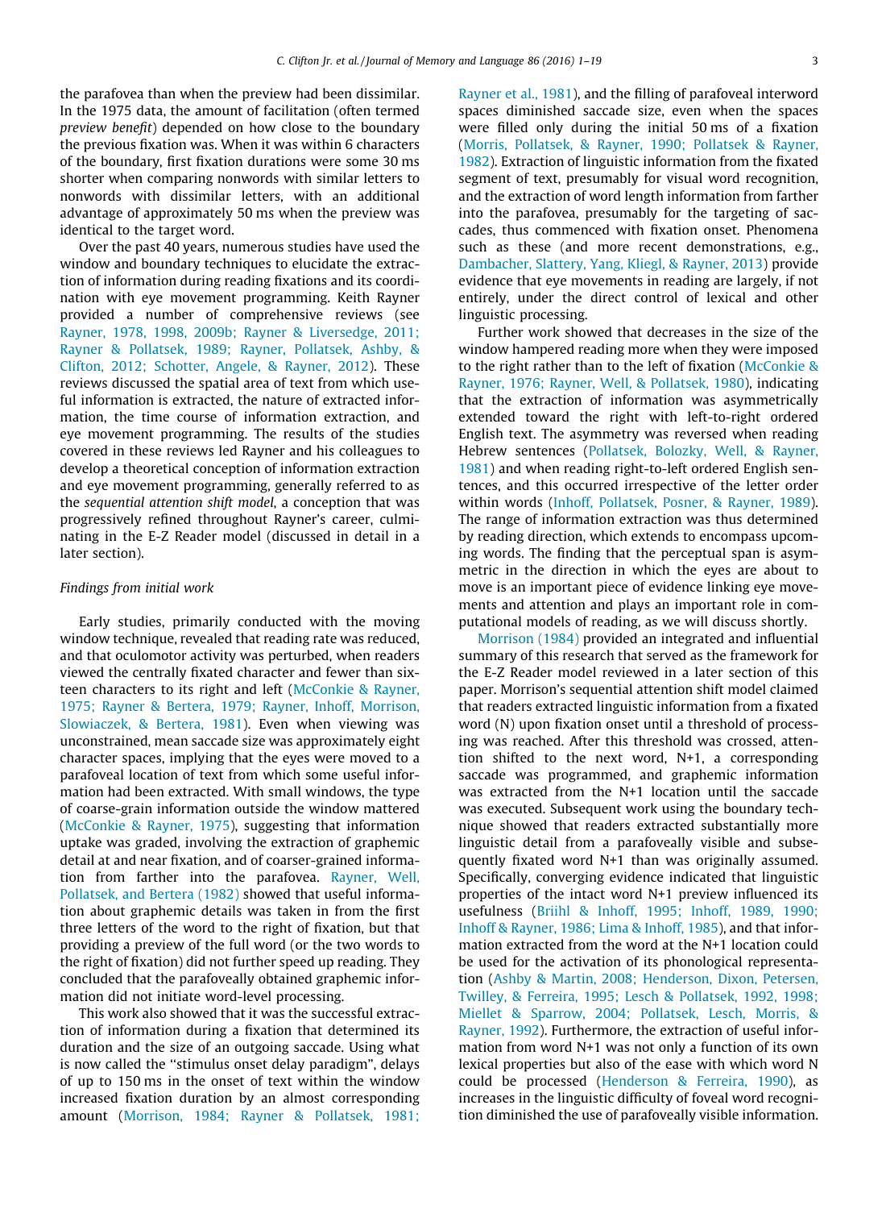the parafovea than when the preview had been dissimilar. In the 1975 data, the amount of facilitation (often termed *preview benefit*) depended on how close to the boundary the previous fixation was. When it was within 6 characters of the boundary, first fixation durations were some 30 ms shorter when comparing nonwords with similar letters to nonwords with dissimilar letters, with an additional advantage of approximately 50 ms when the preview was identical to the target word.

Over the past 40 years, numerous studies have used the window and boundary techniques to elucidate the extraction of information during reading fixations and its coordination with eye movement programming. Keith Rayner provided a number of comprehensive reviews (see Rayner, 1978, 1998, 2009b; Rayner & Liversedge, 2011; Rayner & Pollatsek, 1989; Rayner, Pollatsek, Ashby, & Clifton, 2012; Schotter, Angele, & Rayner, 2012). These reviews discussed the spatial area of text from which useful information is extracted, the nature of extracted information, the time course of information extraction, and eye movement programming. The results of the studies covered in these reviews led Rayner and his colleagues to develop a theoretical conception of information extraction and eye movement programming, generally referred to as the *sequential attention shift model*, a conception that was progressively refined throughout Rayner's career, culminating in the E-Z Reader model (discussed in detail in a later section).

### Findings from initial work

Early studies, primarily conducted with the moving window technique, revealed that reading rate was reduced, and that oculomotor activity was perturbed, when readers viewed the centrally fixated character and fewer than sixteen characters to its right and left (McConkie & Rayner, 1975; Rayner & Bertera, 1979; Rayner, Inhoff, Morrison, Slowiaczek, & Bertera, 1981). Even when viewing was unconstrained, mean saccade size was approximately eight character spaces, implying that the eyes were moved to a parafoveal location of text from which some useful information had been extracted. With small windows, the type of coarse-grain information outside the window mattered (McConkie & Rayner, 1975), suggesting that information uptake was graded, involving the extraction of graphemic detail at and near fixation, and of coarser-grained information from farther into the parafovea. Rayner, Well, Pollatsek, and Bertera (1982) showed that useful information about graphemic details was taken in from the first three letters of the word to the right of fixation, but that providing a preview of the full word (or the two words to the right of fixation) did not further speed up reading. They concluded that the parafoveally obtained graphemic information did not initiate word-level processing.

This work also showed that it was the successful extraction of information during a fixation that determined its duration and the size of an outgoing saccade. Using what is now called the "stimulus onset delay paradigm", delays of up to 150 ms in the onset of text within the window increased fixation duration by an almost corresponding amount (Morrison, 1984; Rayner & Pollatsek, 1981; Rayner et al., 1981), and the filling of parafoveal interword spaces diminished saccade size, even when the spaces were filled only during the initial 50 ms of a fixation (Morris, Pollatsek, & Rayner, 1990; Pollatsek & Rayner, 1982). Extraction of linguistic information from the fixated segment of text, presumably for visual word recognition, and the extraction of word length information from farther into the parafovea, presumably for the targeting of saccades, thus commenced with fixation onset. Phenomena such as these (and more recent demonstrations, e.g., Dambacher, Slattery, Yang, Kliegl, & Rayner, 2013) provide evidence that eye movements in reading are largely, if not entirely, under the direct control of lexical and other linguistic processing.

Further work showed that decreases in the size of the window hampered reading more when they were imposed to the right rather than to the left of fixation (McConkie & Rayner, 1976; Rayner, Well, & Pollatsek, 1980), indicating that the extraction of information was asymmetrically extended toward the right with left-to-right ordered English text. The asymmetry was reversed when reading Hebrew sentences (Pollatsek, Bolozky, Well, & Rayner, 1981) and when reading right-to-left ordered English sentences, and this occurred irrespective of the letter order within words (Inhoff, Pollatsek, Posner, & Rayner, 1989). The range of information extraction was thus determined by reading direction, which extends to encompass upcoming words. The finding that the perceptual span is asymmetric in the direction in which the eyes are about to move is an important piece of evidence linking eye movements and attention and plays an important role in computational models of reading, as we will discuss shortly.

Morrison (1984) provided an integrated and influential summary of this research that served as the framework for the E-Z Reader model reviewed in a later section of this paper. Morrison's sequential attention shift model claimed that readers extracted linguistic information from a fixated word (N) upon fixation onset until a threshold of processing was reached. After this threshold was crossed, attention shifted to the next word, N+1, a corresponding saccade was programmed, and graphemic information was extracted from the N+1 location until the saccade was executed. Subsequent work using the boundary technique showed that readers extracted substantially more linguistic detail from a parafoveally visible and subsequently fixated word N+1 than was originally assumed. Specifically, converging evidence indicated that linguistic properties of the intact word N+1 preview influenced its usefulness (Briihl & Inhoff, 1995; Inhoff, 1989, 1990; Inhoff & Rayner, 1986; Lima & Inhoff, 1985), and that information extracted from the word at the N+1 location could be used for the activation of its phonological representation (Ashby & Martin, 2008; Henderson, Dixon, Petersen, Twilley, & Ferreira, 1995; Lesch & Pollatsek, 1992, 1998; Miellet & Sparrow, 2004; Pollatsek, Lesch, Morris, & Rayner, 1992). Furthermore, the extraction of useful information from word N+1 was not only a function of its own lexical properties but also of the ease with which word N could be processed (Henderson & Ferreira, 1990), as increases in the linguistic difficulty of foveal word recognition diminished the use of parafoveally visible information.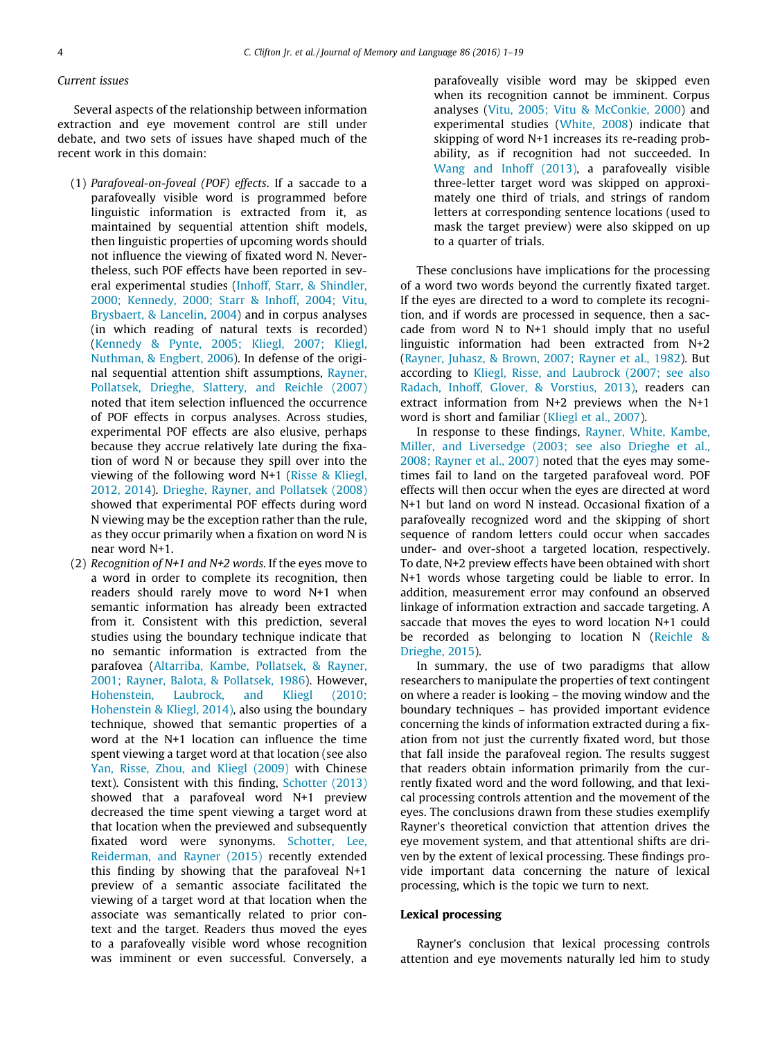### Current issues

Several aspects of the relationship between information extraction and eye movement control are still under debate, and two sets of issues have shaped much of the recent work in this domain:

(1) *Parafoveal-on-foveal (POF) effects*. If a saccade to a parafoveally visible word is programmed before linguistic information is extracted from it, as maintained by sequential attention shift models, then linguistic properties of upcoming words should not influence the viewing of fixated word N. Nevertheless, such POF effects have been reported in several experimental studies (Inhoff, Starr, & Shindler, 2000; Kennedy, 2000; Starr & Inhoff, 2004; Vitu, Brysbaert, & Lancelin, 2004) and in corpus analyses (in which reading of natural texts is recorded) (Kennedy & Pynte, 2005; Kliegl, 2007; Kliegl, Nuthman, & Engbert, 2006). In defense of the original sequential attention shift assumptions, Rayner, Pollatsek, Drieghe, Slattery, and Reichle (2007) noted that item selection influenced the occurrence of POF effects in corpus analyses. Across studies, experimental POF effects are also elusive, perhaps because they accrue relatively late during the fixation of word N or because they spill over into the viewing of the following word N+1 (Risse & Kliegl, 2012, 2014). Drieghe, Rayner, and Pollatsek (2008) showed that experimental POF effects during word N viewing may be the exception rather than the rule, as they occur primarily when a fixation on word N is near word N+1.

(2) *Recognition of N+1 and N+2 words*. If the eyes move to a word in order to complete its recognition, then readers should rarely move to word N+1 when semantic information has already been extracted from it. Consistent with this prediction, several studies using the boundary technique indicate that no semantic information is extracted from the parafovea (Altarriba, Kambe, Pollatsek, & Rayner, 2001; Rayner, Balota, & Pollatsek, 1986). However, Hohenstein, Laubrock, and Kliegl (2010; Hohenstein & Kliegl, 2014), also using the boundary technique, showed that semantic properties of a word at the N+1 location can influence the time spent viewing a target word at that location (see also Yan, Risse, Zhou, and Kliegl (2009) with Chinese text). Consistent with this finding, Schotter (2013) showed that a parafoveal word N+1 preview decreased the time spent viewing a target word at that location when the previewed and subsequently fixated word were synonyms. Schotter, Lee, Reiderman, and Rayner (2015) recently extended this finding by showing that the parafoveal N+1 preview of a semantic associate facilitated the viewing of a target word at that location when the associate was semantically related to prior context and the target. Readers thus moved the eyes to a parafoveally visible word whose recognition was imminent or even successful. Conversely, a parafoveally visible word may be skipped even when its recognition cannot be imminent. Corpus analyses (Vitu, 2005; Vitu & McConkie, 2000) and experimental studies (White, 2008) indicate that skipping of word N+1 increases its re-reading probability, as if recognition had not succeeded. In Wang and Inhoff (2013), a parafoveally visible three-letter target word was skipped on approximately one third of trials, and strings of random letters at corresponding sentence locations (used to mask the target preview) were also skipped on up to a quarter of trials.

These conclusions have implications for the processing of a word two words beyond the currently fixated target. If the eyes are directed to a word to complete its recognition, and if words are processed in sequence, then a saccade from word N to N+1 should imply that no useful linguistic information had been extracted from N+2 (Rayner, Juhasz, & Brown, 2007; Rayner et al., 1982). But according to Kliegl, Risse, and Laubrock (2007; see also Radach, Inhoff, Glover, & Vorstius, 2013), readers can extract information from N+2 previews when the N+1 word is short and familiar (Kliegl et al., 2007).

In response to these findings, Rayner, White, Kambe, Miller, and Liversedge (2003; see also Drieghe et al., 2008; Rayner et al., 2007) noted that the eyes may sometimes fail to land on the targeted parafoveal word. POF effects will then occur when the eyes are directed at word N+1 but land on word N instead. Occasional fixation of a parafoveally recognized word and the skipping of short sequence of random letters could occur when saccades under- and over-shoot a targeted location, respectively. To date, N+2 preview effects have been obtained with short N+1 words whose targeting could be liable to error. In addition, measurement error may confound an observed linkage of information extraction and saccade targeting. A saccade that moves the eyes to word location N+1 could be recorded as belonging to location N (Reichle & Drieghe, 2015).

In summary, the use of two paradigms that allow researchers to manipulate the properties of text contingent on where a reader is looking – the moving window and the boundary techniques – has provided important evidence concerning the kinds of information extracted during a fixation from not just the currently fixated word, but those that fall inside the parafoveal region. The results suggest that readers obtain information primarily from the currently fixated word and the word following, and that lexical processing controls attention and the movement of the eyes. The conclusions drawn from these studies exemplify Rayner's theoretical conviction that attention drives the eye movement system, and that attentional shifts are driven by the extent of lexical processing. These findings provide important data concerning the nature of lexical processing, which is the topic we turn to next.

## Lexical processing

Rayner's conclusion that lexical processing controls attention and eye movements naturally led him to study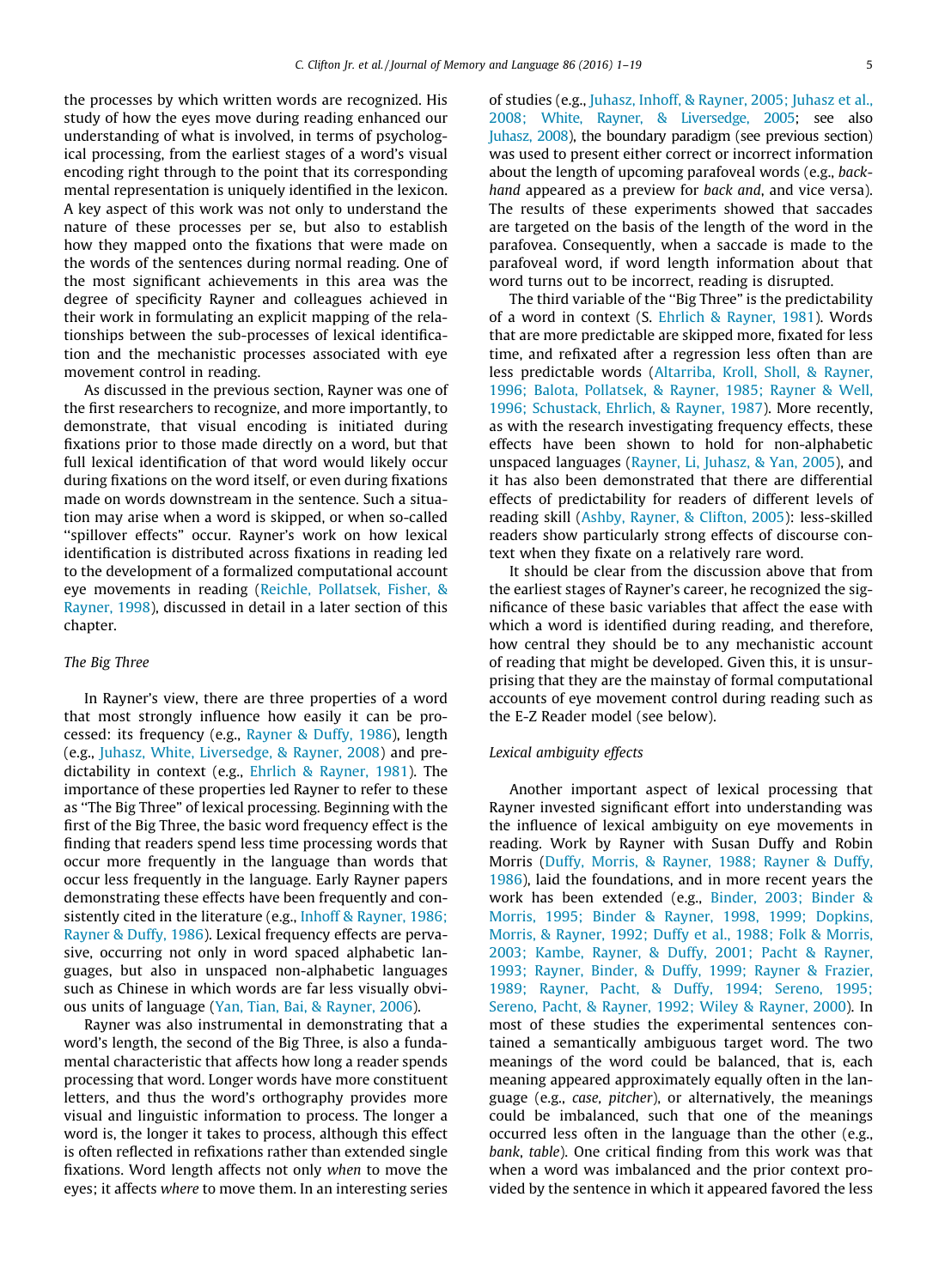the processes by which written words are recognized. His study of how the eyes move during reading enhanced our understanding of what is involved, in terms of psychological processing, from the earliest stages of a word's visual encoding right through to the point that its corresponding mental representation is uniquely identified in the lexicon. A key aspect of this work was not only to understand the nature of these processes per se, but also to establish how they mapped onto the fixations that were made on the words of the sentences during normal reading. One of the most significant achievements in this area was the degree of specificity Rayner and colleagues achieved in their work in formulating an explicit mapping of the relationships between the sub-processes of lexical identification and the mechanistic processes associated with eye movement control in reading.

As discussed in the previous section, Rayner was one of the first researchers to recognize, and more importantly, to demonstrate, that visual encoding is initiated during fixations prior to those made directly on a word, but that full lexical identification of that word would likely occur during fixations on the word itself, or even during fixations made on words downstream in the sentence. Such a situation may arise when a word is skipped, or when so-called "spillover effects" occur. Rayner's work on how lexical identification is distributed across fixations in reading led to the development of a formalized computational account eye movements in reading (Reichle, Pollatsek, Fisher, & Rayner, 1998), discussed in detail in a later section of this chapter.

### The Big Three

In Rayner's view, there are three properties of a word that most strongly influence how easily it can be processed: its frequency (e.g., Rayner & Duffy, 1986), length (e.g., Juhasz, White, Liversedge, & Rayner, 2008) and predictability in context (e.g., Ehrlich & Rayner, 1981). The importance of these properties led Rayner to refer to these as "The Big Three" of lexical processing. Beginning with the first of the Big Three, the basic word frequency effect is the finding that readers spend less time processing words that occur more frequently in the language than words that occur less frequently in the language. Early Rayner papers demonstrating these effects have been frequently and consistently cited in the literature (e.g., Inhoff & Rayner, 1986; Rayner & Duffy, 1986). Lexical frequency effects are pervasive, occurring not only in word spaced alphabetic languages, but also in unspaced non-alphabetic languages such as Chinese in which words are far less visually obvious units of language (Yan, Tian, Bai, & Rayner, 2006).

Rayner was also instrumental in demonstrating that a word's length, the second of the Big Three, is also a fundamental characteristic that affects how long a reader spends processing that word. Longer words have more constituent letters, and thus the word's orthography provides more visual and linguistic information to process. The longer a word is, the longer it takes to process, although this effect is often reflected in refixations rather than extended single fixations. Word length affects not only *when* to move the eyes; it affects *where* to move them. In an interesting series of studies (e.g., Juhasz, Inhoff, & Rayner, 2005; Juhasz et al., 2008; White, Rayner, & Liversedge, 2005; see also Juhasz, 2008), the boundary paradigm (see previous section) was used to present either correct or incorrect information about the length of upcoming parafoveal words (e.g., *backhand* appeared as a preview for *back and*, and vice versa). The results of these experiments showed that saccades are targeted on the basis of the length of the word in the parafovea. Consequently, when a saccade is made to the parafoveal word, if word length information about that word turns out to be incorrect, reading is disrupted.

The third variable of the "Big Three" is the predictability of a word in context (S. Ehrlich & Rayner, 1981). Words that are more predictable are skipped more, fixated for less time, and refixated after a regression less often than are less predictable words (Altarriba, Kroll, Sholl, & Rayner, 1996; Balota, Pollatsek, & Rayner, 1985; Rayner & Well, 1996; Schustack, Ehrlich, & Rayner, 1987). More recently, as with the research investigating frequency effects, these effects have been shown to hold for non-alphabetic unspaced languages (Rayner, Li, Juhasz, & Yan, 2005), and it has also been demonstrated that there are differential effects of predictability for readers of different levels of reading skill (Ashby, Rayner, & Clifton, 2005): less-skilled readers show particularly strong effects of discourse context when they fixate on a relatively rare word.

It should be clear from the discussion above that from the earliest stages of Rayner's career, he recognized the significance of these basic variables that affect the ease with which a word is identified during reading, and therefore, how central they should be to any mechanistic account of reading that might be developed. Given this, it is unsurprising that they are the mainstay of formal computational accounts of eye movement control during reading such as the E-Z Reader model (see below).

### Lexical ambiguity effects

Another important aspect of lexical processing that Rayner invested significant effort into understanding was the influence of lexical ambiguity on eye movements in reading. Work by Rayner with Susan Duffy and Robin Morris (Duffy, Morris, & Rayner, 1988; Rayner & Duffy, 1986), laid the foundations, and in more recent years the work has been extended (e.g., Binder, 2003; Binder & Morris, 1995; Binder & Rayner, 1998, 1999; Dopkins, Morris, & Rayner, 1992; Duffy et al., 1988; Folk & Morris, 2003; Kambe, Rayner, & Duffy, 2001; Pacht & Rayner, 1993; Rayner, Binder, & Duffy, 1999; Rayner & Frazier, 1989; Rayner, Pacht, & Duffy, 1994; Sereno, 1995; Sereno, Pacht, & Rayner, 1992; Wiley & Rayner, 2000). In most of these studies the experimental sentences contained a semantically ambiguous target word. The two meanings of the word could be balanced, that is, each meaning appeared approximately equally often in the language (e.g., *case, pitcher*), or alternatively, the meanings could be imbalanced, such that one of the meanings occurred less often in the language than the other (e.g., *bank, table*). One critical finding from this work was that when a word was imbalanced and the prior context provided by the sentence in which it appeared favored the less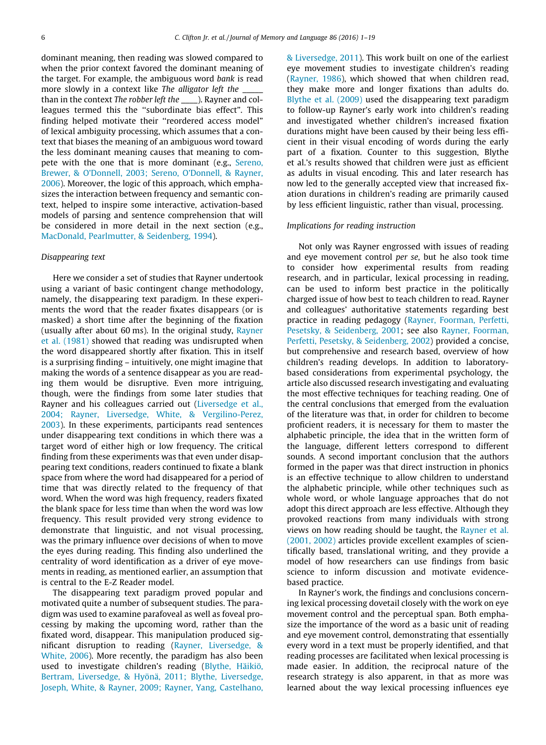dominant meaning, then reading was slowed compared to when the prior context favored the dominant meaning of the target. For example, the ambiguous word *bank* is read more slowly in a context like *The alligator left the* _____ than in the context *The robber left the* ____). Rayner and colleagues termed this the "subordinate bias effect". This finding helped motivate their "reordered access model" of lexical ambiguity processing, which assumes that a context that biases the meaning of an ambiguous word toward the less dominant meaning causes that meaning to compete with the one that is more dominant (e.g., Sereno, Brewer, & O'Donnell, 2003; Sereno, O'Donnell, & Rayner, 2006). Moreover, the logic of this approach, which emphasizes the interaction between frequency and semantic context, helped to inspire some interactive, activation-based models of parsing and sentence comprehension that will be considered in more detail in the next section (e.g., MacDonald, Pearlmutter, & Seidenberg, 1994).

### *Disappearing text*

Here we consider a set of studies that Rayner undertook using a variant of basic contingent change methodology, namely, the disappearing text paradigm. In these experiments the word that the reader fixates disappears (or is masked) a short time after the beginning of the fixation (usually after about 60 ms). In the original study, Rayner et al. (1981) showed that reading was undisrupted when the word disappeared shortly after fixation. This in itself is a surprising finding – intuitively, one might imagine that making the words of a sentence disappear as you are reading them would be disruptive. Even more intriguing, though, were the findings from some later studies that Rayner and his colleagues carried out (Liversedge et al., 2004; Rayner, Liversedge, White, & Vergilino-Perez, 2003). In these experiments, participants read sentences under disappearing text conditions in which there was a target word of either high or low frequency. The critical finding from these experiments was that even under disappearing text conditions, readers continued to fixate a blank space from where the word had disappeared for a period of time that was directly related to the frequency of that word. When the word was high frequency, readers fixated the blank space for less time than when the word was low frequency. This result provided very strong evidence to demonstrate that linguistic, and not visual processing, was the primary influence over decisions of when to move the eyes during reading. This finding also underlined the centrality of word identification as a driver of eye movements in reading, as mentioned earlier, an assumption that is central to the E-Z Reader model.

The disappearing text paradigm proved popular and motivated quite a number of subsequent studies. The paradigm was used to examine parafoveal as well as foveal processing by making the upcoming word, rather than the fixated word, disappear. This manipulation produced significant disruption to reading (Rayner, Liversedge, & White, 2006). More recently, the paradigm has also been used to investigate children's reading (Blythe, Häikiö, Bertram, Liversedge, & Hyönä, 2011; Blythe, Liversedge, Joseph, White, & Rayner, 2009; Rayner, Yang, Castelhano, & Liversedge, 2011). This work built on one of the earliest eye movement studies to investigate children's reading (Rayner, 1986), which showed that when children read, they make more and longer fixations than adults do. Blythe et al. (2009) used the disappearing text paradigm to follow-up Rayner's early work into children's reading and investigated whether children's increased fixation durations might have been caused by their being less efficient in their visual encoding of words during the early part of a fixation. Counter to this suggestion, Blythe et al.'s results showed that children were just as efficient as adults in visual encoding. This and later research has now led to the generally accepted view that increased fixation durations in children's reading are primarily caused by less efficient linguistic, rather than visual, processing.

### *Implications for reading instruction*

Not only was Rayner engrossed with issues of reading and eye movement control *per se*, but he also took time to consider how experimental results from reading research, and in particular, lexical processing in reading, can be used to inform best practice in the politically charged issue of how best to teach children to read. Rayner and colleagues' authoritative statements regarding best practice in reading pedagogy (Rayner, Foorman, Perfetti, Pesetsky, & Seidenberg, 2001; see also Rayner, Foorman, Perfetti, Pesetsky, & Seidenberg, 2002) provided a concise, but comprehensive and research based, overview of how children's reading develops. In addition to laboratory-based considerations from experimental psychology, the article also discussed research investigating and evaluating the most effective techniques for teaching reading. One of the central conclusions that emerged from the evaluation of the literature was that, in order for children to become proficient readers, it is necessary for them to master the alphabetic principle, the idea that in the written form of the language, different letters correspond to different sounds. A second important conclusion that the authors formed in the paper was that direct instruction in phonics is an effective technique to allow children to understand the alphabetic principle, while other techniques such as whole word, or whole language approaches that do not adopt this direct approach are less effective. Although they provoked reactions from many individuals with strong views on how reading should be taught, the Rayner et al. (2001, 2002) articles provide excellent examples of scientifically based, translational writing, and they provide a model of how researchers can use findings from basic science to inform discussion and motivate evidence-based practice.

In Rayner's work, the findings and conclusions concerning lexical processing dovetail closely with the work on eye movement control and the perceptual span. Both emphasize the importance of the word as a basic unit of reading and eye movement control, demonstrating that essentially every word in a text must be properly identified, and that reading processes are facilitated when lexical processing is made easier. In addition, the reciprocal nature of the research strategy is also apparent, in that as more was learned about the way lexical processing influences eye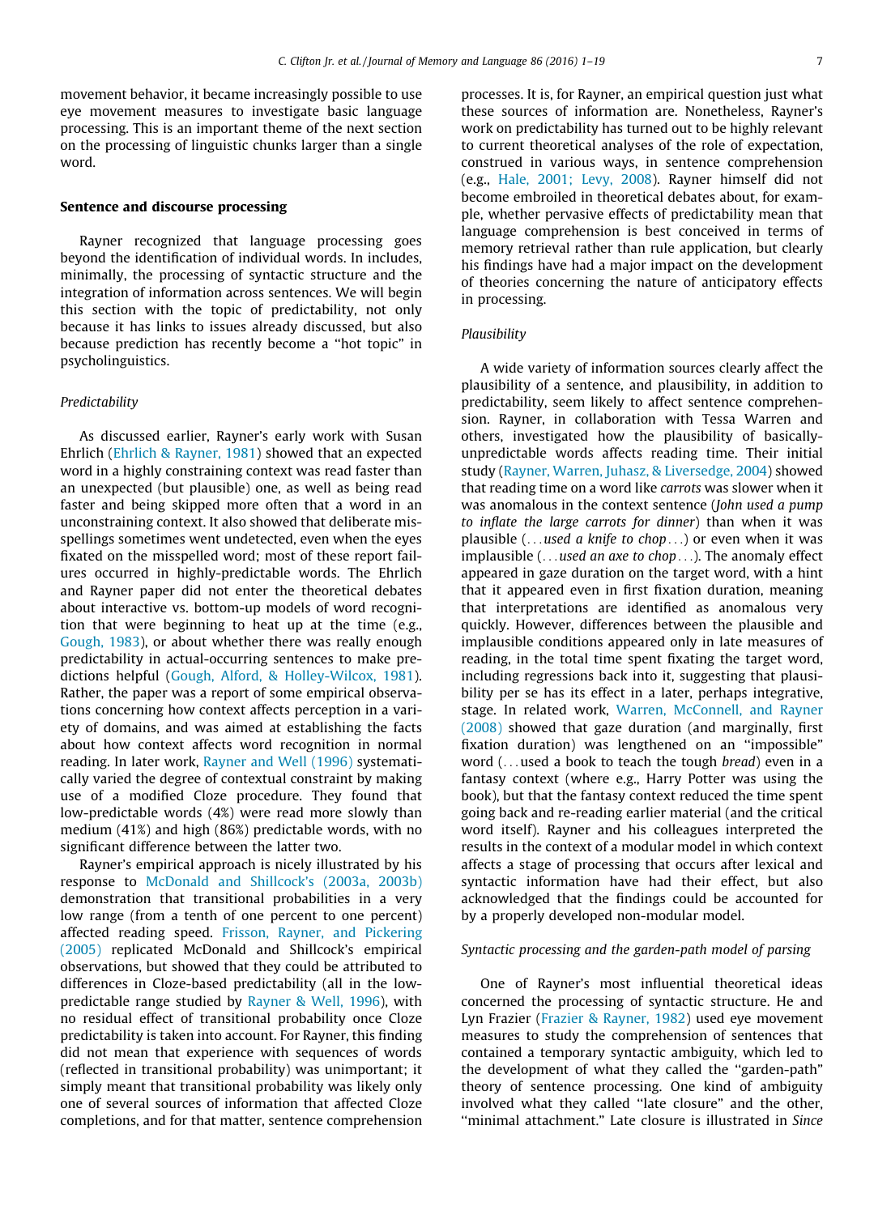movement behavior, it became increasingly possible to use eye movement measures to investigate basic language processing. This is an important theme of the next section on the processing of linguistic chunks larger than a single word.

## Sentence and discourse processing

Rayner recognized that language processing goes beyond the identification of individual words. In includes, minimally, the processing of syntactic structure and the integration of information across sentences. We will begin this section with the topic of predictability, not only because it has links to issues already discussed, but also because prediction has recently become a "hot topic" in psycholinguistics.

### *Predictability*

As discussed earlier, Rayner's early work with Susan Ehrlich (Ehrlich & Rayner, 1981) showed that an expected word in a highly constraining context was read faster than an unexpected (but plausible) one, as well as being read faster and being skipped more often that a word in an unconstraining context. It also showed that deliberate misspellings sometimes went undetected, even when the eyes fixated on the misspelled word; most of these report failures occurred in highly-predictable words. The Ehrlich and Rayner paper did not enter the theoretical debates about interactive vs. bottom-up models of word recognition that were beginning to heat up at the time (e.g., Gough, 1983), or about whether there was really enough predictability in actual-occurring sentences to make predictions helpful (Gough, Alford, & Holley-Wilcox, 1981). Rather, the paper was a report of some empirical observations concerning how context affects perception in a variety of domains, and was aimed at establishing the facts about how context affects word recognition in normal reading. In later work, Rayner and Well (1996) systematically varied the degree of contextual constraint by making use of a modified Cloze procedure. They found that low-predictable words (4%) were read more slowly than medium (41%) and high (86%) predictable words, with no significant difference between the latter two.

Rayner's empirical approach is nicely illustrated by his response to McDonald and Shillcock's (2003a, 2003b) demonstration that transitional probabilities in a very low range (from a tenth of one percent to one percent) affected reading speed. Frisson, Rayner, and Pickering (2005) replicated McDonald and Shillcock's empirical observations, but showed that they could be attributed to differences in Cloze-based predictability (all in the low-predictable range studied by Rayner & Well, 1996), with no residual effect of transitional probability once Cloze predictability is taken into account. For Rayner, this finding did not mean that experience with sequences of words (reflected in transitional probability) was unimportant; it simply meant that transitional probability was likely only one of several sources of information that affected Cloze completions, and for that matter, sentence comprehension processes. It is, for Rayner, an empirical question just what these sources of information are. Nonetheless, Rayner's work on predictability has turned out to be highly relevant to current theoretical analyses of the role of expectation, construed in various ways, in sentence comprehension (e.g., Hale, 2001; Levy, 2008). Rayner himself did not become embroiled in theoretical debates about, for example, whether pervasive effects of predictability mean that language comprehension is best conceived in terms of memory retrieval rather than rule application, but clearly his findings have had a major impact on the development of theories concerning the nature of anticipatory effects in processing.

### *Plausibility*

A wide variety of information sources clearly affect the plausibility of a sentence, and plausibility, in addition to predictability, seem likely to affect sentence comprehension. Rayner, in collaboration with Tessa Warren and others, investigated how the plausibility of basically-unpredictable words affects reading time. Their initial study (Rayner, Warren, Juhasz, & Liversedge, 2004) showed that reading time on a word like *carrots* was slower when it was anomalous in the context sentence (*John used a pump to inflate the large carrots for dinner*) than when it was plausible (*...used a knife to chop...*) or even when it was implausible (*...used an axe to chop...*). The anomaly effect appeared in gaze duration on the target word, with a hint that it appeared even in first fixation duration, meaning that interpretations are identified as anomalous very quickly. However, differences between the plausible and implausible conditions appeared only in late measures of reading, in the total time spent fixating the target word, including regressions back into it, suggesting that plausibility per se has its effect in a later, perhaps integrative, stage. In related work, Warren, McConnell, and Rayner (2008) showed that gaze duration (and marginally, first fixation duration) was lengthened on an "impossible" word (...used a book to teach the tough *bread*) even in a fantasy context (where e.g., Harry Potter was using the book), but that the fantasy context reduced the time spent going back and re-reading earlier material (and the critical word itself). Rayner and his colleagues interpreted the results in the context of a modular model in which context affects a stage of processing that occurs after lexical and syntactic information have had their effect, but also acknowledged that the findings could be accounted for by a properly developed non-modular model.

### *Syntactic processing and the garden-path model of parsing*

One of Rayner's most influential theoretical ideas concerned the processing of syntactic structure. He and Lyn Frazier (Frazier & Rayner, 1982) used eye movement measures to study the comprehension of sentences that contained a temporary syntactic ambiguity, which led to the development of what they called the "garden-path" theory of sentence processing. One kind of ambiguity involved what they called "late closure" and the other, "minimal attachment." Late closure is illustrated in *Since*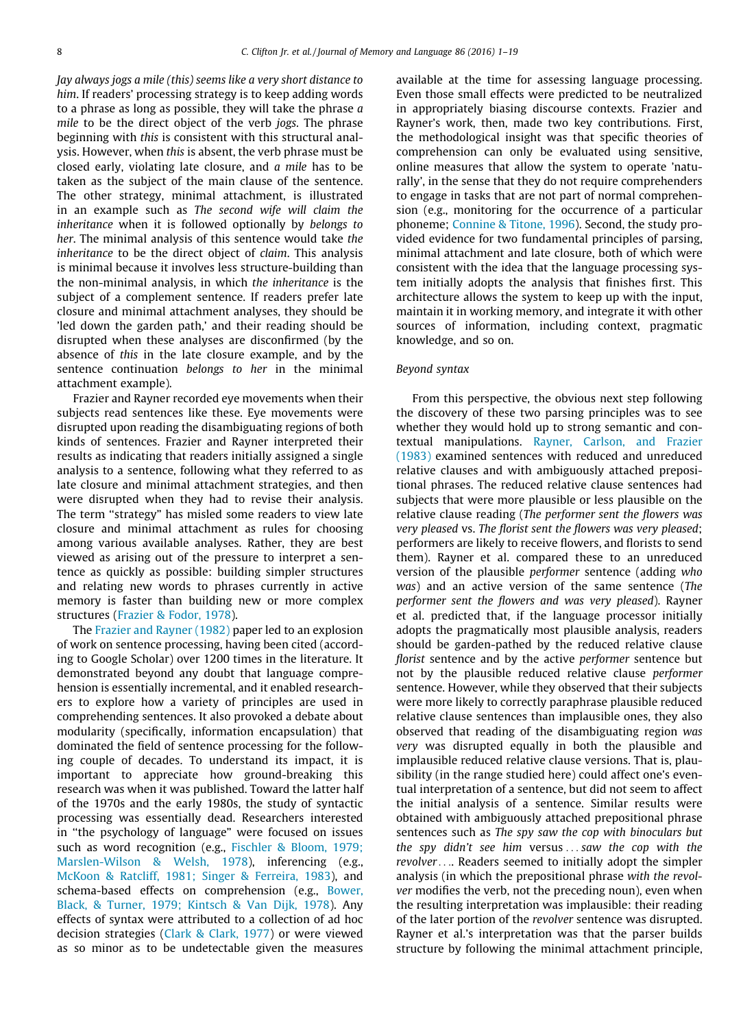*Jay always jogs a mile (this) seems like a very short distance to him*. If readers' processing strategy is to keep adding words to a phrase as long as possible, they will take the phrase *a mile* to be the direct object of the verb *jogs*. The phrase beginning with *this* is consistent with this structural analysis. However, when *this* is absent, the verb phrase must be closed early, violating late closure, and *a mile* has to be taken as the subject of the main clause of the sentence. The other strategy, minimal attachment, is illustrated in an example such as *The second wife will claim the inheritance* when it is followed optionally by *belongs to her*. The minimal analysis of this sentence would take *the inheritance* to be the direct object of *claim*. This analysis is minimal because it involves less structure-building than the non-minimal analysis, in which *the inheritance* is the subject of a complement sentence. If readers prefer late closure and minimal attachment analyses, they should be 'led down the garden path,' and their reading should be disrupted when these analyses are disconfirmed (by the absence of *this* in the late closure example, and by the sentence continuation *belongs to her* in the minimal attachment example).

Frazier and Rayner recorded eye movements when their subjects read sentences like these. Eye movements were disrupted upon reading the disambiguating regions of both kinds of sentences. Frazier and Rayner interpreted their results as indicating that readers initially assigned a single analysis to a sentence, following what they referred to as late closure and minimal attachment strategies, and then were disrupted when they had to revise their analysis. The term "strategy" has misled some readers to view late closure and minimal attachment as rules for choosing among various available analyses. Rather, they are best viewed as arising out of the pressure to interpret a sentence as quickly as possible: building simpler structures and relating new words to phrases currently in active memory is faster than building new or more complex structures (Frazier & Fodor, 1978).

The Frazier and Rayner (1982) paper led to an explosion of work on sentence processing, having been cited (according to Google Scholar) over 1200 times in the literature. It demonstrated beyond any doubt that language comprehension is essentially incremental, and it enabled researchers to explore how a variety of principles are used in comprehending sentences. It also provoked a debate about modularity (specifically, information encapsulation) that dominated the field of sentence processing for the following couple of decades. To understand its impact, it is important to appreciate how ground-breaking this research was when it was published. Toward the latter half of the 1970s and the early 1980s, the study of syntactic processing was essentially dead. Researchers interested in "the psychology of language" were focused on issues such as word recognition (e.g., Fischler & Bloom, 1979; Marslen-Wilson & Welsh, 1978), inferencing (e.g., McKoon & Ratcliff, 1981; Singer & Ferreira, 1983), and schema-based effects on comprehension (e.g., Bower, Black, & Turner, 1979; Kintsch & Van Dijk, 1978). Any effects of syntax were attributed to a collection of ad hoc decision strategies (Clark & Clark, 1977) or were viewed as so minor as to be undetectable given the measures available at the time for assessing language processing. Even those small effects were predicted to be neutralized in appropriately biasing discourse contexts. Frazier and Rayner's work, then, made two key contributions. First, the methodological insight was that specific theories of comprehension can only be evaluated using sensitive, online measures that allow the system to operate 'naturally', in the sense that they do not require comprehenders to engage in tasks that are not part of normal comprehension (e.g., monitoring for the occurrence of a particular phoneme; Connine & Titone, 1996). Second, the study provided evidence for two fundamental principles of parsing, minimal attachment and late closure, both of which were consistent with the idea that the language processing system initially adopts the analysis that finishes first. This architecture allows the system to keep up with the input, maintain it in working memory, and integrate it with other sources of information, including context, pragmatic knowledge, and so on.

### Beyond syntax

From this perspective, the obvious next step following the discovery of these two parsing principles was to see whether they would hold up to strong semantic and contextual manipulations. Rayner, Carlson, and Frazier (1983) examined sentences with reduced and unreduced relative clauses and with ambiguously attached prepositional phrases. The reduced relative clause sentences had subjects that were more plausible or less plausible on the relative clause reading (*The performer sent the flowers was very pleased* vs. *The florist sent the flowers was very pleased*; performers are likely to receive flowers, and florists to send them). Rayner et al. compared these to an unreduced version of the plausible *performer* sentence (adding *who was*) and an active version of the same sentence (*The performer sent the flowers and was very pleased*). Rayner et al. predicted that, if the language processor initially adopts the pragmatically most plausible analysis, readers should be garden-pathed by the reduced relative clause *florist* sentence and by the active *performer* sentence but not by the plausible reduced relative clause *performer* sentence. However, while they observed that their subjects were more likely to correctly paraphrase plausible reduced relative clause sentences than implausible ones, they also observed that reading of the disambiguating region *was very* was disrupted equally in both the plausible and implausible reduced relative clause versions. That is, plausibility (in the range studied here) could affect one's eventual interpretation of a sentence, but did not seem to affect the initial analysis of a sentence. Similar results were obtained with ambiguously attached prepositional phrase sentences such as *The spy saw the cop with binoculars but the spy didn't see him* versus ...*saw the cop with the revolver*.... Readers seemed to initially adopt the simpler analysis (in which the prepositional phrase *with the revolver* modifies the verb, not the preceding noun), even when the resulting interpretation was implausible: their reading of the later portion of the *revolver* sentence was disrupted. Rayner et al.'s interpretation was that the parser builds structure by following the minimal attachment principle,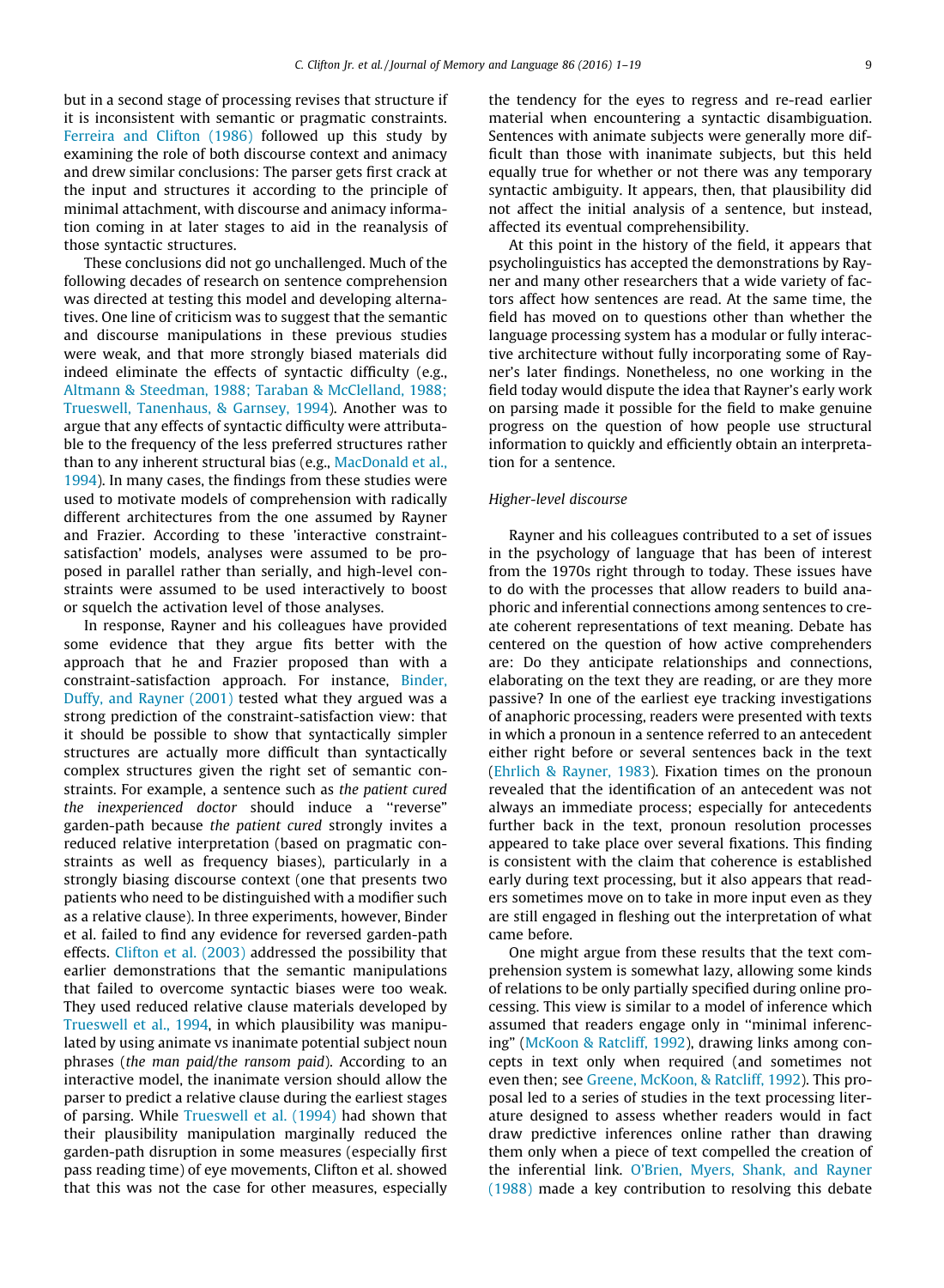but in a second stage of processing revises that structure if it is inconsistent with semantic or pragmatic constraints. Ferreira and Clifton (1986) followed up this study by examining the role of both discourse context and animacy and drew similar conclusions: The parser gets first crack at the input and structures it according to the principle of minimal attachment, with discourse and animacy information coming in at later stages to aid in the reanalysis of syntactic structures.

These conclusions did not go unchallenged. Much of the following decades of research on sentence comprehension was directed at testing this model and developing alternatives. One line of criticism was to suggest that the semantic and discourse manipulations in these previous studies were weak, and that more strongly biased materials did indeed eliminate the effects of syntactic difficulty (e.g., Altmann & Steedman, 1988; Taraban & McClelland, 1988; Trueswell, Tanenhaus, & Garnsey, 1994). Another was to argue that any effects of syntactic difficulty were attributable to the frequency of the less preferred structures rather than to any inherent structural bias (e.g., MacDonald et al., 1994). In many cases, the findings from these studies were used to motivate models of comprehension with radically different architectures from the one assumed by Rayner and Frazier. According to these 'interactive constraint-satisfaction' models, analyses were assumed to be proposed in parallel rather than serially, and high-level constraints were assumed to be used interactively to boost or squelch the activation level of those analyses.

In response, Rayner and his colleagues have provided some evidence that they argue fits better with the approach that he and Frazier proposed than with a constraint-satisfaction approach. For instance, Binder, Duffy, and Rayner (2001) tested what they argued was a strong prediction of the constraint-satisfaction view: that it should be possible to show that syntactically simpler structures are actually more difficult than syntactically complex structures given the right set of semantic constraints. For example, a sentence such as *the patient cured the inexperienced doctor* should induce a "reverse" garden-path because *the patient cured* strongly invites a reduced relative interpretation (based on pragmatic constraints as well as frequency biases), particularly in a strongly biasing discourse context (one that presents two patients who need to be distinguished with a modifier such as a relative clause). In three experiments, however, Binder et al. failed to find any evidence for reversed garden-path effects. Clifton et al. (2003) addressed the possibility that earlier demonstrations that the semantic manipulations that failed to overcome syntactic biases were too weak. They used reduced relative clause materials developed by Trueswell et al., 1994, in which plausibility was manipulated by using animate vs inanimate potential subject noun phrases (*the man paid/the ransom paid*). According to an interactive model, the inanimate version should allow the parser to predict a relative clause during the earliest stages of parsing. While Trueswell et al. (1994) had shown that their plausibility manipulation marginally reduced the garden-path disruption in some measures (especially first pass reading time) of eye movements, Clifton et al. showed that this was not the case for other measures, especially the tendency for the eyes to regress and re-read earlier material when encountering a syntactic disambiguation. Sentences with animate subjects were generally more difficult than those with inanimate subjects, but this held equally true for whether or not there was any temporary syntactic ambiguity. It appears, then, that plausibility did not affect the initial analysis of a sentence, but instead, affected its eventual comprehensibility.

At this point in the history of the field, it appears that psycholinguistics has accepted the demonstrations by Rayner and many other researchers that a wide variety of factors affect how sentences are read. At the same time, the field has moved on to questions other than whether the language processing system has a modular or fully interactive architecture without fully incorporating some of Rayner's later findings. Nonetheless, no one working in the field today would dispute the idea that Rayner's early work on parsing made it possible for the field to make genuine progress on the question of how people use structural information to quickly and efficiently obtain an interpretation for a sentence.

### Higher-level discourse

Rayner and his colleagues contributed to a set of issues in the psychology of language that has been of interest from the 1970s right through to today. These issues have to do with the processes that allow readers to build anaphoric and inferential connections among sentences to create coherent representations of text meaning. Debate has centered on the question of how active comprehenders are: Do they anticipate relationships and connections, elaborating on the text they are reading, or are they more passive? In one of the earliest eye tracking investigations of anaphoric processing, readers were presented with texts in which a pronoun in a sentence referred to an antecedent either right before or several sentences back in the text (Ehrlich & Rayner, 1983). Fixation times on the pronoun revealed that the identification of an antecedent was not always an immediate process; especially for antecedents further back in the text, pronoun resolution processes appeared to take place over several fixations. This finding is consistent with the claim that coherence is established early during text processing, but it also appears that readers sometimes move on to take in more input even as they are still engaged in fleshing out the interpretation of what came before.

One might argue from these results that the text comprehension system is somewhat lazy, allowing some kinds of relations to be only partially specified during online processing. This view is similar to a model of inference which assumed that readers engage only in "minimal inferencing" (McKoon & Ratcliff, 1992), drawing links among concepts in text only when required (and sometimes not even then; see Greene, McKoon, & Ratcliff, 1992). This proposal led to a series of studies in the text processing literature designed to assess whether readers would in fact draw predictive inferences online rather than drawing them only when a piece of text compelled the creation of the inferential link. O'Brien, Myers, Shank, and Rayner (1988) made a key contribution to resolving this debate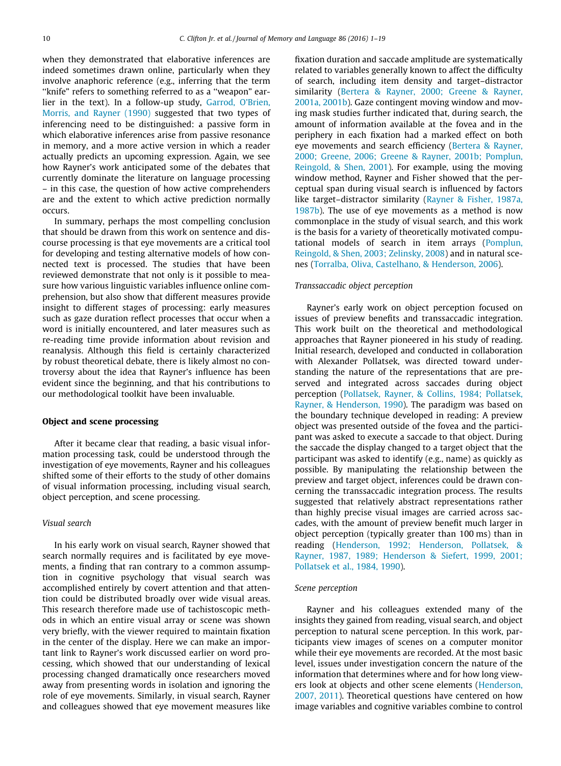when they demonstrated that elaborative inferences are indeed sometimes drawn online, particularly when they involve anaphoric reference (e.g., inferring that the term "knife" refers to something referred to as a "weapon" earlier in the text). In a follow-up study, Garrod, O'Brien, Morris, and Rayner (1990) suggested that two types of inferencing need to be distinguished: a passive form in which elaborative inferences arise from passive resonance in memory, and a more active version in which a reader actually predicts an upcoming expression. Again, we see how Rayner's work anticipated some of the debates that currently dominate the literature on language processing – in this case, the question of how active comprehenders are and the extent to which active prediction normally occurs.

In summary, perhaps the most compelling conclusion that should be drawn from this work on sentence and discourse processing is that eye movements are a critical tool for developing and testing alternative models of how connected text is processed. The studies that have been reviewed demonstrate that not only is it possible to measure how various linguistic variables influence online comprehension, but also show that different measures provide insight to different stages of processing: early measures such as gaze duration reflect processes that occur when a word is initially encountered, and later measures such as re-reading time provide information about revision and reanalysis. Although this field is certainly characterized by robust theoretical debate, there is likely almost no controversy about the idea that Rayner's influence has been evident since the beginning, and that his contributions to our methodological toolkit have been invaluable.

## Object and scene processing

After it became clear that reading, a basic visual information processing task, could be understood through the investigation of eye movements, Rayner and his colleagues shifted some of their efforts to the study of other domains of visual information processing, including visual search, object perception, and scene processing.

### *Visual search*

In his early work on visual search, Rayner showed that search normally requires and is facilitated by eye movements, a finding that ran contrary to a common assumption in cognitive psychology that visual search was accomplished entirely by covert attention and that attention could be distributed broadly over wide visual areas. This research therefore made use of tachistoscopic methods in which an entire visual array or scene was shown very briefly, with the viewer required to maintain fixation in the center of the display. Here we can make an important link to Rayner's work discussed earlier on word processing, which showed that our understanding of lexical processing changed dramatically once researchers moved away from presenting words in isolation and ignoring the role of eye movements. Similarly, in visual search, Rayner and colleagues showed that eye movement measures like fixation duration and saccade amplitude are systematically related to variables generally known to affect the difficulty of search, including item density and target–distractor similarity (Bertera & Rayner, 2000; Greene & Rayner, 2001a, 2001b). Gaze contingent moving window and moving mask studies further indicated that, during search, the amount of information available at the fovea and in the periphery in each fixation had a marked effect on both eye movements and search efficiency (Bertera & Rayner, 2000; Greene, 2006; Greene & Rayner, 2001b; Pomplun, Reingold, & Shen, 2001). For example, using the moving window method, Rayner and Fisher showed that the perceptual span during visual search is influenced by factors like target–distractor similarity (Rayner & Fisher, 1987a, 1987b). The use of eye movements as a method is now commonplace in the study of visual search, and this work is the basis for a variety of theoretically motivated computational models of search in item arrays (Pomplun, Reingold, & Shen, 2003; Zelinsky, 2008) and in natural scenes (Torralba, Oliva, Castelhano, & Henderson, 2006).

### *Transsaccadic object perception*

Rayner's early work on object perception focused on issues of preview benefits and transsaccadic integration. This work built on the theoretical and methodological approaches that Rayner pioneered in his study of reading. Initial research, developed and conducted in collaboration with Alexander Pollatsek, was directed toward understanding the nature of the representations that are preserved and integrated across saccades during object perception (Pollatsek, Rayner, & Collins, 1984; Pollatsek, Rayner, & Henderson, 1990). The paradigm was based on the boundary technique developed in reading: A preview object was presented outside of the fovea and the participant was asked to execute a saccade to that object. During the saccade the display changed to a target object that the participant was asked to identify (e.g., name) as quickly as possible. By manipulating the relationship between the preview and target object, inferences could be drawn concerning the transsaccadic integration process. The results suggested that relatively abstract representations rather than highly precise visual images are carried across saccades, with the amount of preview benefit much larger in object perception (typically greater than 100 ms) than in reading (Henderson, 1992; Henderson, Pollatsek, & Rayner, 1987, 1989; Henderson & Siefert, 1999, 2001; Pollatsek et al., 1984, 1990).

### *Scene perception*

Rayner and his colleagues extended many of the insights they gained from reading, visual search, and object perception to natural scene perception. In this work, participants view images of scenes on a computer monitor while their eye movements are recorded. At the most basic level, issues under investigation concern the nature of the information that determines where and for how long viewers look at objects and other scene elements (Henderson, 2007, 2011). Theoretical questions have centered on how image variables and cognitive variables combine to control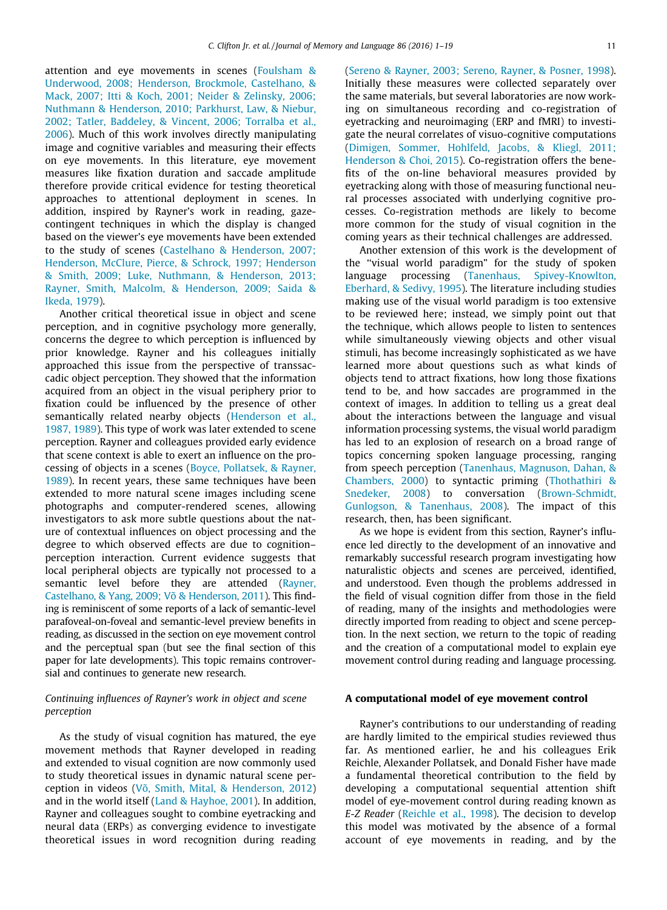attention and eye movements in scenes (Foulsham & Underwood, 2008; Henderson, Brockmole, Castelhano, & Mack, 2007; Itti & Koch, 2001; Neider & Zelinsky, 2006; Nuthmann & Henderson, 2010; Parkhurst, Law, & Niebur, 2002; Tatler, Baddeley, & Vincent, 2006; Torralba et al., 2006). Much of this work involves directly manipulating image and cognitive variables and measuring their effects on eye movements. In this literature, eye movement measures like fixation duration and saccade amplitude therefore provide critical evidence for testing theoretical approaches to attentional deployment in scenes. In addition, inspired by Rayner's work in reading, gaze-contingent techniques in which the display is changed based on the viewer's eye movements have been extended to the study of scenes (Castelhano & Henderson, 2007; Henderson, McClure, Pierce, & Schrock, 1997; Henderson & Smith, 2009; Luke, Nuthmann, & Henderson, 2013; Rayner, Smith, Malcolm, & Henderson, 2009; Saida & Ikeda, 1979).

Another critical theoretical issue in object and scene perception, and in cognitive psychology more generally, concerns the degree to which perception is influenced by prior knowledge. Rayner and his colleagues initially approached this issue from the perspective of transsaccadic object perception. They showed that the information acquired from an object in the visual periphery prior to fixation could be influenced by the presence of other semantically related nearby objects (Henderson et al., 1987, 1989). This type of work was later extended to scene perception. Rayner and colleagues provided early evidence that scene context is able to exert an influence on the processing of objects in a scenes (Boyce, Pollatsek, & Rayner, 1989). In recent years, these same techniques have been extended to more natural scene images including scene photographs and computer-rendered scenes, allowing investigators to ask more subtle questions about the nature of contextual influences on object processing and the degree to which observed effects are due to cognition–perception interaction. Current evidence suggests that local peripheral objects are typically not processed to a semantic level before they are attended (Rayner, Castelhano, & Yang, 2009; Võ & Henderson, 2011). This finding is reminiscent of some reports of a lack of semantic-level parafoveal-on-foveal and semantic-level preview benefits in reading, as discussed in the section on eye movement control and the perceptual span (but see the final section of this paper for late developments). This topic remains controversial and continues to generate new research.

### *Continuing influences of Rayner's work in object and scene perception*

As the study of visual cognition has matured, the eye movement methods that Rayner developed in reading and extended to visual cognition are now commonly used to study theoretical issues in dynamic natural scene perception in videos (Võ, Smith, Mital, & Henderson, 2012) and in the world itself (Land & Hayhoe, 2001). In addition, Rayner and colleagues sought to combine eyetracking and neural data (ERPs) as converging evidence to investigate theoretical issues in word recognition during reading (Sereno & Rayner, 2003; Sereno, Rayner, & Posner, 1998). Initially these measures were collected separately over the same materials, but several laboratories are now working on simultaneous recording and co-registration of eyetracking and neuroimaging (ERP and fMRI) to investigate the neural correlates of visuo-cognitive computations (Dimigen, Sommer, Hohlfeld, Jacobs, & Kliegl, 2011; Henderson & Choi, 2015). Co-registration offers the benefits of the on-line behavioral measures provided by eyetracking along with those of measuring functional neural processes associated with underlying cognitive processes. Co-registration methods are likely to become more common for the study of visual cognition in the coming years as their technical challenges are addressed.

Another extension of this work is the development of the "visual world paradigm" for the study of spoken language processing (Tanenhaus, Spivey-Knowlton, Eberhard, & Sedivy, 1995). The literature including studies making use of the visual world paradigm is too extensive to be reviewed here; instead, we simply point out that the technique, which allows people to listen to sentences while simultaneously viewing objects and other visual stimuli, has become increasingly sophisticated as we have learned more about questions such as what kinds of objects tend to attract fixations, how long those fixations tend to be, and how saccades are programmed in the context of images. In addition to telling us a great deal about the interactions between the language and visual information processing systems, the visual world paradigm has led to an explosion of research on a broad range of topics concerning spoken language processing, ranging from speech perception (Tanenhaus, Magnuson, Dahan, & Chambers, 2000) to syntactic priming (Thothathiri & Snedeker, 2008) to conversation (Brown-Schmidt, Gunlogson, & Tanenhaus, 2008). The impact of this research, then, has been significant.

As we hope is evident from this section, Rayner's influence led directly to the development of an innovative and remarkably successful research program investigating how naturalistic objects and scenes are perceived, identified, and understood. Even though the problems addressed in the field of visual cognition differ from those in the field of reading, many of the insights and methodologies were directly imported from reading to object and scene perception. In the next section, we return to the topic of reading and the creation of a computational model to explain eye movement control during reading and language processing.

## A computational model of eye movement control

Rayner's contributions to our understanding of reading are hardly limited to the empirical studies reviewed thus far. As mentioned earlier, he and his colleagues Erik Reichle, Alexander Pollatsek, and Donald Fisher have made a fundamental theoretical contribution to the field by developing a computational sequential attention shift model of eye-movement control during reading known as *E-Z Reader* (Reichle et al., 1998). The decision to develop this model was motivated by the absence of a formal account of eye movements in reading, and by the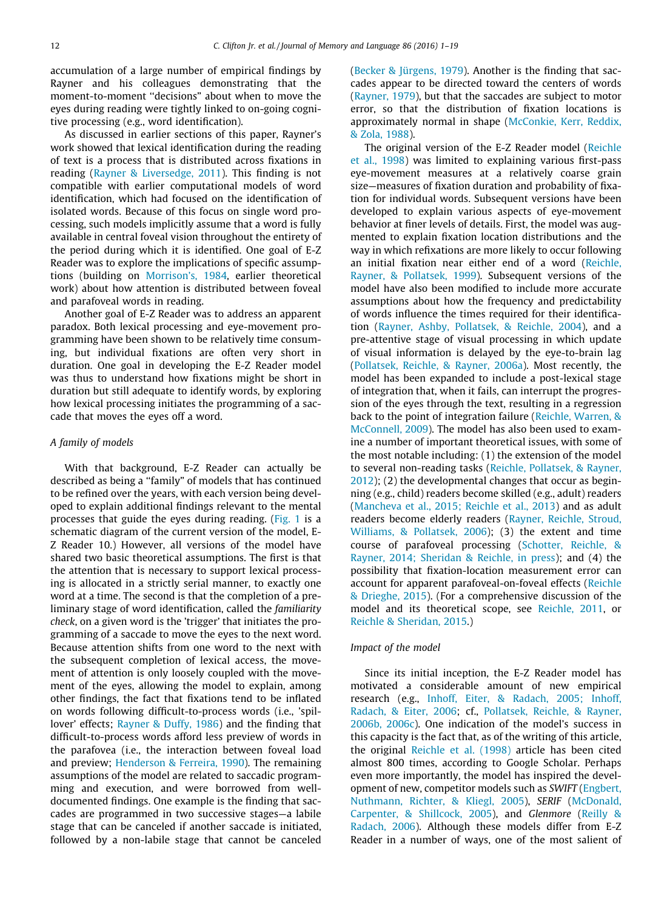accumulation of a large number of empirical findings by Rayner and his colleagues demonstrating that the moment-to-moment "decisions" about when to move the eyes during reading were tightly linked to on-going cognitive processing (e.g., word identification).

As discussed in earlier sections of this paper, Rayner's work showed that lexical identification during the reading of text is a process that is distributed across fixations in reading (Rayner & Liversedge, 2011). This finding is not compatible with earlier computational models of word identification, which had focused on the identification of isolated words. Because of this focus on single word processing, such models implicitly assume that a word is fully available in central foveal vision throughout the entirety of the period during which it is identified. One goal of E-Z Reader was to explore the implications of specific assumptions (building on Morrison's, 1984, earlier theoretical work) about how attention is distributed between foveal and parafoveal words in reading.

Another goal of E-Z Reader was to address an apparent paradox. Both lexical processing and eye-movement programming have been shown to be relatively time consuming, but individual fixations are often very short in duration. One goal in developing the E-Z Reader model was thus to understand how fixations might be short in duration but still adequate to identify words, by exploring how lexical processing initiates the programming of a saccade that moves the eyes off a word.

### A family of models

With that background, E-Z Reader can actually be described as being a "family" of models that has continued to be refined over the years, with each version being developed to explain additional findings relevant to the mental processes that guide the eyes during reading. (Fig. 1 is a schematic diagram of the current version of the model, E-Z Reader 10.) However, all versions of the model have shared two basic theoretical assumptions. The first is that the attention that is necessary to support lexical processing is allocated in a strictly serial manner, to exactly one word at a time. The second is that the completion of a preliminary stage of word identification, called the *familiarity check*, on a given word is the 'trigger' that initiates the programming of a saccade to move the eyes to the next word. Because attention shifts from one word to the next with the subsequent completion of lexical access, the movement of attention is only loosely coupled with the movement of the eyes, allowing the model to explain, among other findings, the fact that fixations tend to be inflated on words following difficult-to-process words (i.e., 'spillover' effects; Rayner & Duffy, 1986) and the finding that difficult-to-process words afford less preview of words in the parafovea (i.e., the interaction between foveal load and preview; Henderson & Ferreira, 1990). The remaining assumptions of the model are related to saccadic programming and execution, and were borrowed from well-documented findings. One example is the finding that saccades are programmed in two successive stages—a labile stage that can be canceled if another saccade is initiated, followed by a non-labile stage that cannot be canceled (Becker & Jürgens, 1979). Another is the finding that saccades appear to be directed toward the centers of words (Rayner, 1979), but that the saccades are subject to motor error, so that the distribution of fixation locations is approximately normal in shape (McConkie, Kerr, Reddix, & Zola, 1988).

The original version of the E-Z Reader model (Reichle et al., 1998) was limited to explaining various first-pass eye-movement measures at a relatively coarse grain size—measures of fixation duration and probability of fixation for individual words. Subsequent versions have been developed to explain various aspects of eye-movement behavior at finer levels of details. First, the model was augmented to explain fixation location distributions and the way in which refixations are more likely to occur following an initial fixation near either end of a word (Reichle, Rayner, & Pollatsek, 1999). Subsequent versions of the model have also been modified to include more accurate assumptions about how the frequency and predictability of words influence the times required for their identification (Rayner, Ashby, Pollatsek, & Reichle, 2004), and a pre-attentive stage of visual processing in which update of visual information is delayed by the eye-to-brain lag (Pollatsek, Reichle, & Rayner, 2006a). Most recently, the model has been expanded to include a post-lexical stage of integration that, when it fails, can interrupt the progression of the eyes through the text, resulting in a regression back to the point of integration failure (Reichle, Warren, & McConnell, 2009). The model has also been used to examine a number of important theoretical issues, with some of the most notable including: (1) the extension of the model to several non-reading tasks (Reichle, Pollatsek, & Rayner, 2012); (2) the developmental changes that occur as beginning (e.g., child) readers become skilled (e.g., adult) readers (Mancheva et al., 2015; Reichle et al., 2013) and as adult readers become elderly readers (Rayner, Reichle, Stroud, Williams, & Pollatsek, 2006); (3) the extent and time course of parafoveal processing (Schotter, Reichle, & Rayner, 2014; Sheridan & Reichle, in press); and (4) the possibility that fixation-location measurement error can account for apparent parafoveal-on-foveal effects (Reichle & Drieghe, 2015). (For a comprehensive discussion of the model and its theoretical scope, see Reichle, 2011, or Reichle & Sheridan, 2015.)

### Impact of the model

Since its initial inception, the E-Z Reader model has motivated a considerable amount of new empirical research (e.g., Inhoff, Eiter, & Radach, 2005; Inhoff, Radach, & Eiter, 2006; cf., Pollatsek, Reichle, & Rayner, 2006b, 2006c). One indication of the model's success in this capacity is the fact that, as of the writing of this article, the original Reichle et al. (1998) article has been cited almost 800 times, according to Google Scholar. Perhaps even more importantly, the model has inspired the development of new, competitor models such as *SWIFT* (Engbert, Nuthmann, Richter, & Kliegl, 2005), *SERIF* (McDonald, Carpenter, & Shillcock, 2005), and *Glenmore* (Reilly & Radach, 2006). Although these models differ from E-Z Reader in a number of ways, one of the most salient of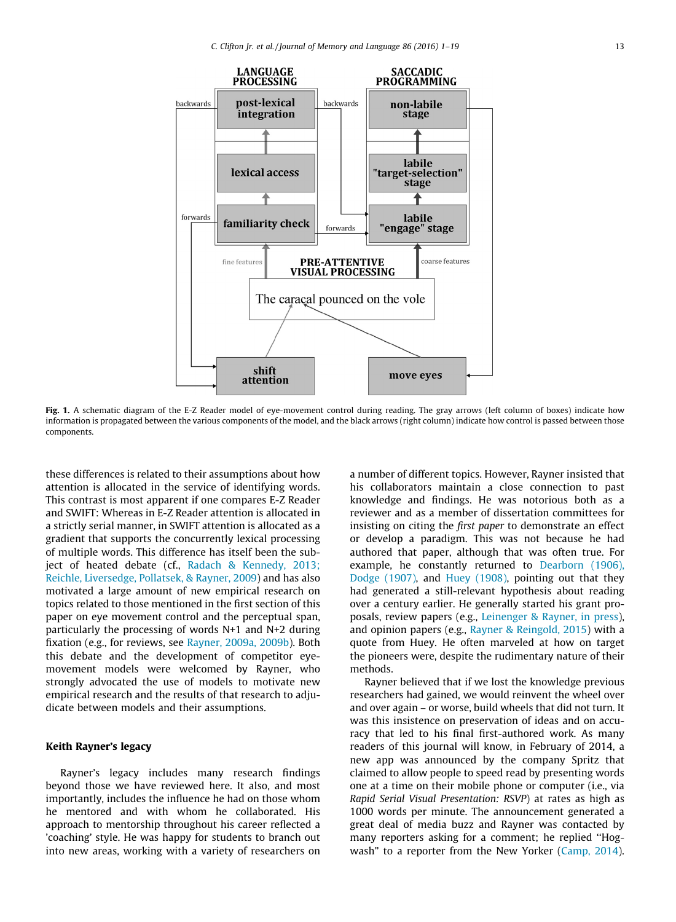LANGUAGE PROCESSING

SACCADIC PROGRAMMING

post-lexical integration

lexical access

familiarity check

non-labile stage

labile "target-selection" stage

labile "engage" stage

backwards

backwards

forwards

forwards

fine features

coarse features

PRE-ATTENTIVE VISUAL PROCESSING

The caracal pounced on the vole

shift attention

move eyes

**Fig. 1.** A schematic diagram of the E-Z Reader model of eye-movement control during reading. The gray arrows (left column of boxes) indicate how information is propagated between the various components of the model, and the black arrows (right column) indicate how control is passed between those components.

these differences is related to their assumptions about how attention is allocated in the service of identifying words. This contrast is most apparent if one compares E-Z Reader and SWIFT: Whereas in E-Z Reader attention is allocated in a strictly serial manner, in SWIFT attention is allocated as a gradient that supports the concurrently lexical processing of multiple words. This difference has itself been the subject of heated debate (cf., Radach & Kennedy, 2013; Reichle, Liversedge, Pollatsek, & Rayner, 2009) and has also motivated a large amount of new empirical research on topics related to those mentioned in the first section of this paper on eye movement control and the perceptual span, particularly the processing of words N+1 and N+2 during fixation (e.g., for reviews, see Rayner, 2009a, 2009b). Both this debate and the development of competitor eye-movement models were welcomed by Rayner, who strongly advocated the use of models to motivate new empirical research and the results of that research to adjudicate between models and their assumptions.

## Keith Rayner's legacy

Rayner's legacy includes many research findings beyond those we have reviewed here. It also, and most importantly, includes the influence he had on those whom he mentored and with whom he collaborated. His approach to mentorship throughout his career reflected a 'coaching' style. He was happy for students to branch out into new areas, working with a variety of researchers on a number of different topics. However, Rayner insisted that his collaborators maintain a close connection to past knowledge and findings. He was notorious both as a reviewer and as a member of dissertation committees for insisting on citing the *first paper* to demonstrate an effect or develop a paradigm. This was not because he had authored that paper, although that was often true. For example, he constantly returned to Dearborn (1906), Dodge (1907), and Huey (1908), pointing out that they had generated a still-relevant hypothesis about reading over a century earlier. He generally started his grant proposals, review papers (e.g., Leinenger & Rayner, in press), and opinion papers (e.g., Rayner & Reingold, 2015) with a quote from Huey. He often marveled at how on target the pioneers were, despite the rudimentary nature of their methods.

Rayner believed that if we lost the knowledge previous researchers had gained, we would reinvent the wheel over and over again – or worse, build wheels that did not turn. It was this insistence on preservation of ideas and on accuracy that led to his final first-authored work. As many readers of this journal will know, in February of 2014, a new app was announced by the company Spritz that claimed to allow people to speed read by presenting words one at a time on their mobile phone or computer (i.e., via *Rapid Serial Visual Presentation: RSVP*) at rates as high as 1000 words per minute. The announcement generated a great deal of media buzz and Rayner was contacted by many reporters asking for a comment; he replied "Hogwash" to a reporter from the New Yorker (Camp, 2014).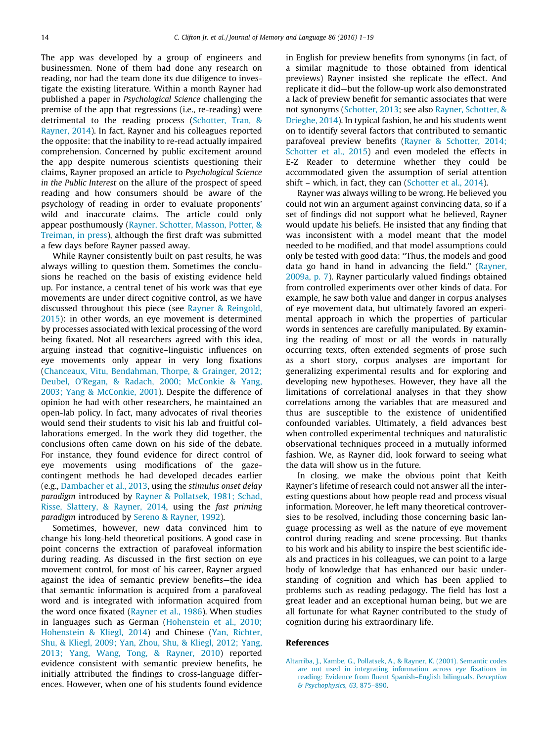The app was developed by a group of engineers and businessmen. None of them had done any research on reading, nor had the team done its due diligence to investigate the existing literature. Within a month Rayner had published a paper in *Psychological Science* challenging the premise of the app that regressions (i.e., re-reading) were detrimental to the reading process (Schotter, Tran, & Rayner, 2014). In fact, Rayner and his colleagues reported the opposite: that the inability to re-read actually impaired comprehension. Concerned by public excitement around the app despite numerous scientists questioning their claims, Rayner proposed an article to *Psychological Science in the Public Interest* on the allure of the prospect of speed reading and how consumers should be aware of the psychology of reading in order to evaluate proponents' wild and inaccurate claims. The article could only appear posthumously (Rayner, Schotter, Masson, Potter, & Treiman, in press), although the first draft was submitted a few days before Rayner passed away.

While Rayner consistently built on past results, he was always willing to question them. Sometimes the conclusions he reached on the basis of existing evidence held up. For instance, a central tenet of his work was that eye movements are under direct cognitive control, as we have discussed throughout this piece (see Rayner & Reingold, 2015): in other words, an eye movement is determined by processes associated with lexical processing of the word being fixated. Not all researchers agreed with this idea, arguing instead that cognitive–linguistic influences on eye movements only appear in very long fixations (Chanceaux, Vitu, Bendahman, Thorpe, & Grainger, 2012; Deubel, O'Regan, & Radach, 2000; McConkie & Yang, 2003; Yang & McConkie, 2001). Despite the difference of opinion he had with other researchers, he maintained an open-lab policy. In fact, many advocates of rival theories would send their students to visit his lab and fruitful collaborations emerged. In the work they did together, the conclusions often came down on his side of the debate. For instance, they found evidence for direct control of eye movements using modifications of the gaze-contingent methods he had developed decades earlier (e.g., Dambacher et al., 2013, using the *stimulus onset delay paradigm* introduced by Rayner & Pollatsek, 1981; Schad, Risse, Slattery, & Rayner, 2014, using the *fast priming paradigm* introduced by Sereno & Rayner, 1992).

Sometimes, however, new data convinced him to change his long-held theoretical positions. A good case in point concerns the extraction of parafoveal information during reading. As discussed in the first section on eye movement control, for most of his career, Rayner argued against the idea of semantic preview benefits—the idea that semantic information is acquired from a parafoveal word and is integrated with information acquired from the word once fixated (Rayner et al., 1986). When studies in languages such as German (Hohenstein et al., 2010; Hohenstein & Kliegl, 2014) and Chinese (Yan, Richter, Shu, & Kliegl, 2009; Yan, Zhou, Shu, & Kliegl, 2012; Yang, 2013; Yang, Wang, Tong, & Rayner, 2010) reported evidence consistent with semantic preview benefits, he initially attributed the findings to cross-language differences. However, when one of his students found evidence in English for preview benefits from synonyms (in fact, of a similar magnitude to those obtained from identical previews) Rayner insisted she replicate the effect. And replicate it did—but the follow-up work also demonstrated a lack of preview benefit for semantic associates that were not synonyms (Schotter, 2013; see also Rayner, Schotter, & Drieghe, 2014). In typical fashion, he and his students went on to identify several factors that contributed to semantic parafoveal preview benefits (Rayner & Schotter, 2014; Schotter et al., 2015) and even modeled the effects in E-Z Reader to determine whether they could be accommodated given the assumption of serial attention shift – which, in fact, they can (Schotter et al., 2014).

Rayner was always willing to be wrong. He believed you could not win an argument against convincing data, so if a set of findings did not support what he believed, Rayner would update his beliefs. He insisted that any finding that was inconsistent with a model meant that the model needed to be modified, and that model assumptions could only be tested with good data: "Thus, the models and good data go hand in hand in advancing the field." (Rayner, 2009a, p. 7). Rayner particularly valued findings obtained from controlled experiments over other kinds of data. For example, he saw both value and danger in corpus analyses of eye movement data, but ultimately favored an experimental approach in which the properties of particular words in sentences are carefully manipulated. By examining the reading of most or all the words in naturally occurring texts, often extended segments of prose such as a short story, corpus analyses are important for generalizing experimental results and for exploring and developing new hypotheses. However, they have all the limitations of correlational analyses in that they show correlations among the variables that are measured and thus are susceptible to the existence of unidentified confounded variables. Ultimately, a field advances best when controlled experimental techniques and naturalistic observational techniques proceed in a mutually informed fashion. We, as Rayner did, look forward to seeing what the data will show us in the future.

In closing, we make the obvious point that Keith Rayner's lifetime of research could not answer all the interesting questions about how people read and process visual information. Moreover, he left many theoretical controversies to be resolved, including those concerning basic language processing as well as the nature of eye movement control during reading and scene processing. But thanks to his work and his ability to inspire the best scientific ideals and practices in his colleagues, we can point to a large body of knowledge that has enhanced our basic understanding of cognition and which has been applied to problems such as reading pedagogy. The field has lost a great leader and an exceptional human being, but we are all fortunate for what Rayner contributed to the study of cognition during his extraordinary life.

## References

Altarriba, J., Kambe, G., Pollatsek, A., & Rayner, K. (2001). Semantic codes are not used in integrating information across eye fixations in reading: Evidence from fluent Spanish–English bilinguals. *Perception & Psychophysics, 63*, 875–890.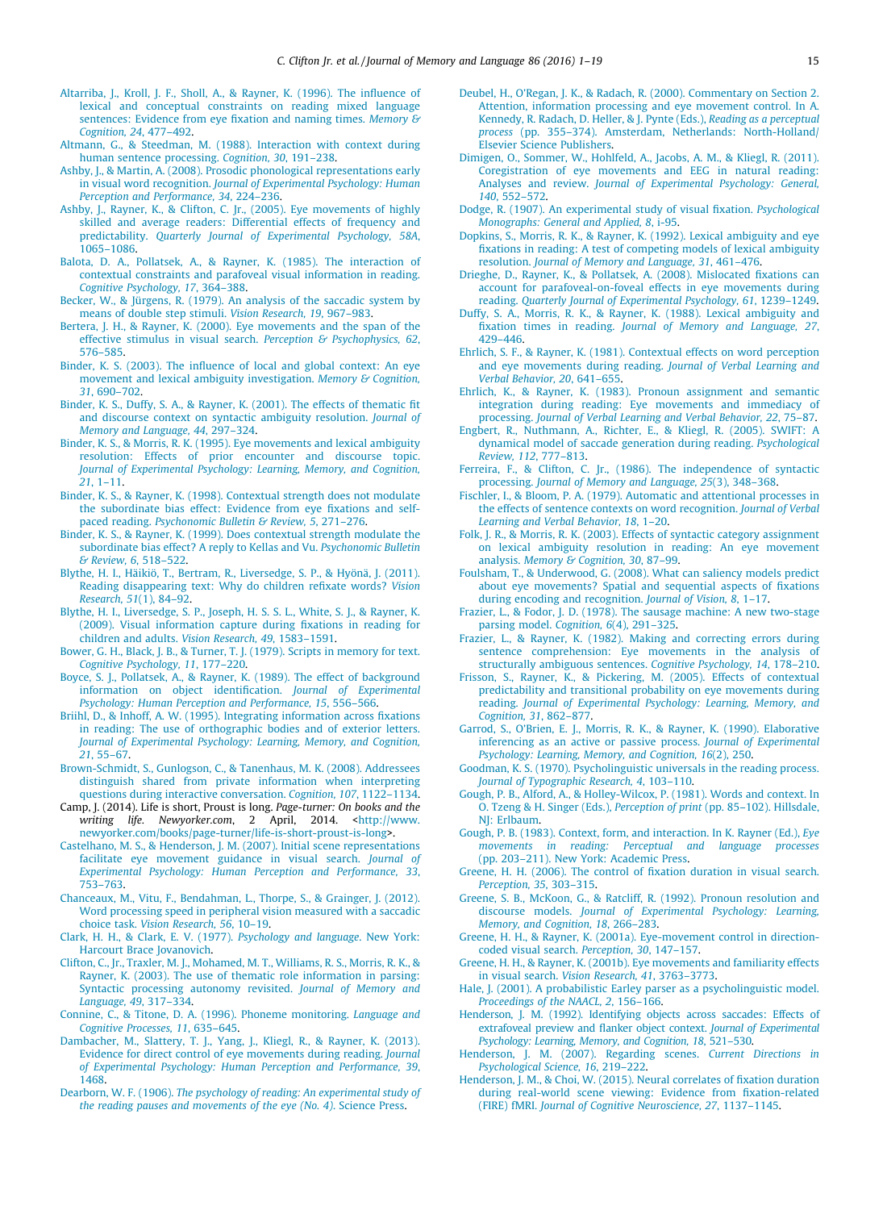Altarriba, J., Kroll, J. F., Sholl, A., & Rayner, K. (1996). The influence of lexical and conceptual constraints on reading mixed language sentences: Evidence from eye fixation and naming times. *Memory & Cognition, 24*, 477–492.

Altmann, G., & Steedman, M. (1988). Interaction with context during human sentence processing. *Cognition, 30*, 191–238.

Ashby, J., & Martin, A. (2008). Prosodic phonological representations early in visual word recognition. *Journal of Experimental Psychology: Human Perception and Performance, 34*, 224–236.

Ashby, J., Rayner, K., & Clifton, C. Jr., (2005). Eye movements of highly skilled and average readers: Differential effects of frequency and predictability. *Quarterly Journal of Experimental Psychology, 58A*, 1065–1086.

Balota, D. A., Pollatsek, A., & Rayner, K. (1985). The interaction of contextual constraints and parafoveal visual information in reading. *Cognitive Psychology, 17*, 364–388.

Becker, W., & Jürgens, R. (1979). An analysis of the saccadic system by means of double step stimuli. *Vision Research, 19*, 967–983.

Bertera, J. H., & Rayner, K. (2000). Eye movements and the span of the effective stimulus in visual search. *Perception & Psychophysics, 62*, 576–585.

Binder, K. S. (2003). The influence of local and global context: An eye movement and lexical ambiguity investigation. *Memory & Cognition, 31*, 690–702.

Binder, K. S., Duffy, S. A., & Rayner, K. (2001). The effects of thematic fit and discourse context on syntactic ambiguity resolution. *Journal of Memory and Language, 44*, 297–324.

Binder, K. S., & Morris, R. K. (1995). Eye movements and lexical ambiguity resolution: Effects of prior encounter and discourse topic. *Journal of Experimental Psychology: Learning, Memory, and Cognition, 21*, 1–11.

Binder, K. S., & Rayner, K. (1998). Contextual strength does not modulate the subordinate bias effect: Evidence from eye fixations and self-paced reading. *Psychonomic Bulletin & Review, 5*, 271–276.

Binder, K. S., & Rayner, K. (1999). Does contextual strength modulate the subordinate bias effect? A reply to Kellas and Vu. *Psychonomic Bulletin & Review, 6*, 518–522.

Blythe, H. I., Häikiö, T., Bertram, R., Liversedge, S. P., & Hyönä, J. (2011). Reading disappearing text: Why do children refixate words? *Vision Research, 51*(1), 84–92.

Blythe, H. I., Liversedge, S. P., Joseph, H. S. S. L., White, S. J., & Rayner, K. (2009). Visual information capture during fixations in reading for children and adults. *Vision Research, 49*, 1583–1591.

Bower, G. H., Black, J. B., & Turner, T. J. (1979). Scripts in memory for text. *Cognitive Psychology, 11*, 177–220.

Boyce, S. J., Pollatsek, A., & Rayner, K. (1989). The effect of background information on object identification. *Journal of Experimental Psychology: Human Perception and Performance, 15*, 556–566.

Briihl, D., & Inhoff, A. W. (1995). Integrating information across fixations in reading: The use of orthographic bodies and of exterior letters. *Journal of Experimental Psychology: Learning, Memory, and Cognition, 21*, 55–67.

Brown-Schmidt, S., Gunlogson, C., & Tanenhaus, M. K. (2008). Addressees distinguish shared from private information when interpreting questions during interactive conversation. *Cognition, 107*, 1122–1134.

Camp, J. (2014). Life is short, Proust is long. *Page-turner: On books and the writing life. Newyorker.com*, 2 April, 2014. <http://www.newyorker.com/books/page-turner/life-is-short-proust-is-long>.

Castelhano, M. S., & Henderson, J. M. (2007). Initial scene representations facilitate eye movement guidance in visual search. *Journal of Experimental Psychology: Human Perception and Performance, 33*, 753–763.

Chanceaux, M., Vitu, F., Bendahman, L., Thorpe, S., & Grainger, J. (2012). Word processing speed in peripheral vision measured with a saccadic choice task. *Vision Research, 56*, 10–19.

Clark, H. H., & Clark, E. V. (1977). *Psychology and language*. New York: Harcourt Brace Jovanovich.

Clifton, C., Jr., Traxler, M. J., Mohamed, M. T., Williams, R. S., Morris, R. K., & Rayner, K. (2003). The use of thematic role information in parsing: Syntactic processing autonomy revisited. *Journal of Memory and Language, 49*, 317–334.

Connine, C., & Titone, D. A. (1996). Phoneme monitoring. *Language and Cognitive Processes, 11*, 635–645.

Dambacher, M., Slattery, T. J., Yang, J., Kliegl, R., & Rayner, K. (2013). Evidence for direct control of eye movements during reading. *Journal of Experimental Psychology: Human Perception and Performance, 39*, 1468.

Dearborn, W. F. (1906). *The psychology of reading: An experimental study of the reading pauses and movements of the eye (No. 4)*. Science Press.

Deubel, H., O'Regan, J. K., & Radach, R. (2000). Commentary on Section 2. Attention, information processing and eye movement control. In A. Kennedy, R. Radach, D. Heller, & J. Pynte (Eds.), *Reading as a perceptual process* (pp. 355–374). Amsterdam, Netherlands: North-Holland/Elsevier Science Publishers.

Dimigen, O., Sommer, W., Hohlfeld, A., Jacobs, A. M., & Kliegl, R. (2011). Coregistration of eye movements and EEG in natural reading: Analyses and review. *Journal of Experimental Psychology: General, 140*, 552–572.

Dodge, R. (1907). An experimental study of visual fixation. *Psychological Monographs: General and Applied, 8*, i-95.

Dopkins, S., Morris, R. K., & Rayner, K. (1992). Lexical ambiguity and eye fixations in reading: A test of competing models of lexical ambiguity resolution. *Journal of Memory and Language, 31*, 461–476.

Drieghe, D., Rayner, K., & Pollatsek, A. (2008). Mislocated fixations can account for parafoveal-on-foveal effects in eye movements during reading. *Quarterly Journal of Experimental Psychology, 61*, 1239–1249.

Duffy, S. A., Morris, R. K., & Rayner, K. (1988). Lexical ambiguity and fixation times in reading. *Journal of Memory and Language, 27*, 429–446.

Ehrlich, S. F., & Rayner, K. (1981). Contextual effects on word perception and eye movements during reading. *Journal of Verbal Learning and Verbal Behavior, 20*, 641–655.

Ehrlich, K., & Rayner, K. (1983). Pronoun assignment and semantic integration during reading: Eye movements and immediacy of processing. *Journal of Verbal Learning and Verbal Behavior, 22*, 75–87.

Engbert, R., Nuthmann, A., Richter, E., & Kliegl, R. (2005). SWIFT: A dynamical model of saccade generation during reading. *Psychological Review, 112*, 777–813.

Ferreira, F., & Clifton, C. Jr., (1986). The independence of syntactic processing. *Journal of Memory and Language, 25*(3), 348–368.

Fischler, I., & Bloom, P. A. (1979). Automatic and attentional processes in the effects of sentence contexts on word recognition. *Journal of Verbal Learning and Verbal Behavior, 18*, 1–20.

Folk, J. R., & Morris, R. K. (2003). Effects of syntactic category assignment on lexical ambiguity resolution in reading: An eye movement analysis. *Memory & Cognition, 30*, 87–99.

Foulsham, T., & Underwood, G. (2008). What can saliency models predict about eye movements? Spatial and sequential aspects of fixations during encoding and recognition. *Journal of Vision, 8*, 1–17.

Frazier, L., & Fodor, J. D. (1978). The sausage machine: A new two-stage parsing model. *Cognition, 6*(4), 291–325.

Frazier, L., & Rayner, K. (1982). Making and correcting errors during sentence comprehension: Eye movements in the analysis of structurally ambiguous sentences. *Cognitive Psychology, 14*, 178–210.

Frisson, S., Rayner, K., & Pickering, M. (2005). Effects of contextual predictability and transitional probability on eye movements during reading. *Journal of Experimental Psychology: Learning, Memory, and Cognition, 31*, 862–877.

Garrod, S., O'Brien, E. J., Morris, R. K., & Rayner, K. (1990). Elaborative inferencing as an active or passive process. *Journal of Experimental Psychology: Learning, Memory, and Cognition, 16*(2), 250.

Goodman, K. S. (1970). Psycholinguistic universals in the reading process. *Journal of Typographic Research, 4*, 103–110.

Gough, P. B., Alford, A., & Holley-Wilcox, P. (1981). Words and context. In O. Tzeng & H. Singer (Eds.), *Perception of print* (pp. 85–102). Hillsdale, NJ: Erlbaum.

Gough, P. B. (1983). Context, form, and interaction. In K. Rayner (Ed.), *Eye movements in reading: Perceptual and language processes* (pp. 203–211). New York: Academic Press.

Greene, H. H. (2006). The control of fixation duration in visual search. *Perception, 35*, 303–315.

Greene, S. B., McKoon, G., & Ratcliff, R. (1992). Pronoun resolution and discourse models. *Journal of Experimental Psychology: Learning, Memory, and Cognition, 18*, 266–283.

Greene, H. H., & Rayner, K. (2001a). Eye-movement control in direction-coded visual search. *Perception, 30*, 147–157.

Greene, H. H., & Rayner, K. (2001b). Eye movements and familiarity effects in visual search. *Vision Research, 41*, 3763–3773.

Hale, J. (2001). A probabilistic Earley parser as a psycholinguistic model. *Proceedings of the NAACL, 2*, 156–166.

Henderson, J. M. (1992). Identifying objects across saccades: Effects of extrafoveal preview and flanker object context. *Journal of Experimental Psychology: Learning, Memory, and Cognition, 18*, 521–530.

Henderson, J. M. (2007). Regarding scenes. *Current Directions in Psychological Science, 16*, 219–222.

Henderson, J. M., & Choi, W. (2015). Neural correlates of fixation duration during real-world scene viewing: Evidence from fixation-related (FIRE) fMRI. *Journal of Cognitive Neuroscience, 27*, 1137–1145.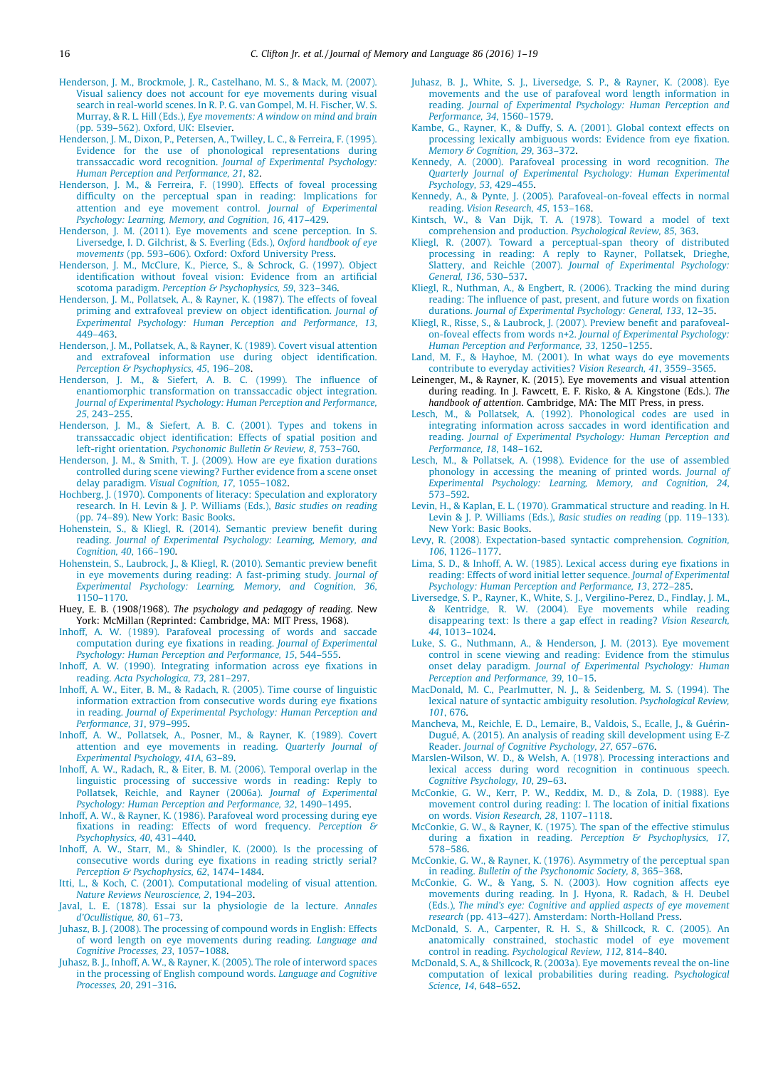Henderson, J. M., Brockmole, J. R., Castelhano, M. S., & Mack, M. (2007). Visual saliency does not account for eye movements during visual search in real-world scenes. In R. P. G. van Gompel, M. H. Fischer, W. S. Murray, & R. L. Hill (Eds.), *Eye movements: A window on mind and brain* (pp. 539–562). Oxford, UK: Elsevier.

Henderson, J. M., Dixon, P., Petersen, A., Twilley, L. C., & Ferreira, F. (1995). Evidence for the use of phonological representations during transsaccadic word recognition. *Journal of Experimental Psychology: Human Perception and Performance, 21*, 82.

Henderson, J. M., & Ferreira, F. (1990). Effects of foveal processing difficulty on the perceptual span in reading: Implications for attention and eye movement control. *Journal of Experimental Psychology: Learning, Memory, and Cognition, 16*, 417–429.

Henderson, J. M. (2011). Eye movements and scene perception. In S. Liversedge, I. D. Gilchrist, & S. Everling (Eds.), *Oxford handbook of eye movements* (pp. 593–606). Oxford: Oxford University Press.

Henderson, J. M., McClure, K., Pierce, S., & Schrock, G. (1997). Object identification without foveal vision: Evidence from an artificial scotoma paradigm. *Perception & Psychophysics, 59*, 323–346.

Henderson, J. M., Pollatsek, A., & Rayner, K. (1987). The effects of foveal priming and extrafoveal preview on object identification. *Journal of Experimental Psychology: Human Perception and Performance, 13*, 449–463.

Henderson, J. M., Pollatsek, A., & Rayner, K. (1989). Covert visual attention and extrafoveal information use during object identification. *Perception & Psychophysics, 45*, 196–208.

Henderson, J. M., & Siefert, A. B. C. (1999). The influence of enantiomorphic transformation on transsaccadic object integration. *Journal of Experimental Psychology: Human Perception and Performance, 25*, 243–255.

Henderson, J. M., & Siefert, A. B. C. (2001). Types and tokens in transsaccadic object identification: Effects of spatial position and left-right orientation. *Psychonomic Bulletin & Review, 8*, 753–760.

Henderson, J. M., & Smith, T. J. (2009). How are eye fixation durations controlled during scene viewing? Further evidence from a scene onset delay paradigm. *Visual Cognition, 17*, 1055–1082.

Hochberg, J. (1970). Components of literacy: Speculation and exploratory research. In H. Levin & J. P. Williams (Eds.), *Basic studies on reading* (pp. 74–89). New York: Basic Books.

Hohenstein, S., & Kliegl, R. (2014). Semantic preview benefit during reading. *Journal of Experimental Psychology: Learning, Memory, and Cognition, 40*, 166–190.

Hohenstein, S., Laubrock, J., & Kliegl, R. (2010). Semantic preview benefit in eye movements during reading: A fast-priming study. *Journal of Experimental Psychology: Learning, Memory, and Cognition, 36*, 1150–1170.

Huey, E. B. (1908/1968). *The psychology and pedagogy of reading*. New York: McMillan (Reprinted: Cambridge, MA: MIT Press, 1968).

Inhoff, A. W. (1989). Parafoveal processing of words and saccade computation during eye fixations in reading. *Journal of Experimental Psychology: Human Perception and Performance, 15*, 544–555.

Inhoff, A. W. (1990). Integrating information across eye fixations in reading. *Acta Psychologica, 73*, 281–297.

Inhoff, A. W., Eiter, B. M., & Radach, R. (2005). Time course of linguistic information extraction from consecutive words during eye fixations in reading. *Journal of Experimental Psychology: Human Perception and Performance, 31*, 979–995.

Inhoff, A. W., Pollatsek, A., Posner, M., & Rayner, K. (1989). Covert attention and eye movements in reading. *Quarterly Journal of Experimental Psychology, 41A*, 63–89.

Inhoff, A. W., Radach, R., & Eiter, B. M. (2006). Temporal overlap in the linguistic processing of successive words in reading: Reply to Pollatsek, Reichle, and Rayner (2006a). *Journal of Experimental Psychology: Human Perception and Performance, 32*, 1490–1495.

Inhoff, A. W., & Rayner, K. (1986). Parafoveal word processing during eye fixations in reading: Effects of word frequency. *Perception & Psychophysics, 40*, 431–440.

Inhoff, A. W., Starr, M., & Shindler, K. (2000). Is the processing of consecutive words during eye fixations in reading strictly serial? *Perception & Psychophysics, 62*, 1474–1484.

Itti, L., & Koch, C. (2001). Computational modeling of visual attention. *Nature Reviews Neuroscience, 2*, 194–203.

Javal, L. E. (1878). Essai sur la physiologie de la lecture. *Annales d'Ocullistique, 80*, 61–73.

Juhasz, B. J. (2008). The processing of compound words in English: Effects of word length on eye movements during reading. *Language and Cognitive Processes, 23*, 1057–1088.

Juhasz, B. J., Inhoff, A. W., & Rayner, K. (2005). The role of interword spaces in the processing of English compound words. *Language and Cognitive Processes, 20*, 291–316.

Juhasz, B. J., White, S. J., Liversedge, S. P., & Rayner, K. (2008). Eye movements and the use of parafoveal word length information in reading. *Journal of Experimental Psychology: Human Perception and Performance, 34*, 1560–1579.

Kambe, G., Rayner, K., & Duffy, S. A. (2001). Global context effects on processing lexically ambiguous words: Evidence from eye fixation. *Memory & Cognition, 29*, 363–372.

Kennedy, A. (2000). Parafoveal processing in word recognition. *The Quarterly Journal of Experimental Psychology: Human Experimental Psychology, 53*, 429–455.

Kennedy, A., & Pynte, J. (2005). Parafoveal-on-foveal effects in normal reading. *Vision Research, 45*, 153–168.

Kintsch, W., & Van Dijk, T. A. (1978). Toward a model of text comprehension and production. *Psychological Review, 85*, 363.

Kliegl, R. (2007). Toward a perceptual-span theory of distributed processing in reading: A reply to Rayner, Pollatsek, Drieghe, Slattery, and Reichle (2007). *Journal of Experimental Psychology: General, 136*, 530–537.

Kliegl, R., Nuthman, A., & Engbert, R. (2006). Tracking the mind during reading: The influence of past, present, and future words on fixation durations. *Journal of Experimental Psychology: General, 133*, 12–35.

Kliegl, R., Risse, S., & Laubrock, J. (2007). Preview benefit and parafoveal-on-foveal effects from words n+2. *Journal of Experimental Psychology: Human Perception and Performance, 33*, 1250–1255.

Land, M. F., & Hayhoe, M. (2001). In what ways do eye movements contribute to everyday activities? *Vision Research, 41*, 3559–3565.

Leinenger, M., & Rayner, K. (2015). Eye movements and visual attention during reading. In J. Fawcett, E. F. Risko, & A. Kingstone (Eds.). *The handbook of attention*. Cambridge, MA: The MIT Press, in press.

Lesch, M., & Pollatsek, A. (1992). Phonological codes are used in integrating information across saccades in word identification and reading. *Journal of Experimental Psychology: Human Perception and Performance, 18*, 148–162.

Lesch, M., & Pollatsek, A. (1998). Evidence for the use of assembled phonology in accessing the meaning of printed words. *Journal of Experimental Psychology: Learning, Memory, and Cognition, 24*, 573–592.

Levin, H., & Kaplan, E. L. (1970). Grammatical structure and reading. In H. Levin & J. P. Williams (Eds.), *Basic studies on reading* (pp. 119–133). New York: Basic Books.

Levy, R. (2008). Expectation-based syntactic comprehension. *Cognition, 106*, 1126–1177.

Lima, S. D., & Inhoff, A. W. (1985). Lexical access during eye fixations in reading: Effects of word initial letter sequence. *Journal of Experimental Psychology: Human Perception and Performance, 13*, 272–285.

Liversedge, S. P., Rayner, K., White, S. J., Vergilino-Perez, D., Findlay, J. M., & Kentridge, R. W. (2004). Eye movements while reading disappearing text: Is there a gap effect in reading? *Vision Research, 44*, 1013–1024.

Luke, S. G., Nuthmann, A., & Henderson, J. M. (2013). Eye movement control in scene viewing and reading: Evidence from the stimulus onset delay paradigm. *Journal of Experimental Psychology: Human Perception and Performance, 39*, 10–15.

MacDonald, M. C., Pearlmutter, N. J., & Seidenberg, M. S. (1994). The lexical nature of syntactic ambiguity resolution. *Psychological Review, 101*, 676.

Mancheva, M., Reichle, E. D., Lemaire, B., Valdois, S., Ecalle, J., & Guérin-Dugué, A. (2015). An analysis of reading skill development using E-Z Reader. *Journal of Cognitive Psychology, 27*, 657–676.

Marslen-Wilson, W. D., & Welsh, A. (1978). Processing interactions and lexical access during word recognition in continuous speech. *Cognitive Psychology, 10*, 29–63.

McConkie, G. W., Kerr, P. W., Reddix, M. D., & Zola, D. (1988). Eye movement control during reading: I. The location of initial fixations on words. *Vision Research, 28*, 1107–1118.

McConkie, G. W., & Rayner, K. (1975). The span of the effective stimulus during a fixation in reading. *Perception & Psychophysics, 17*, 578–586.

McConkie, G. W., & Rayner, K. (1976). Asymmetry of the perceptual span in reading. *Bulletin of the Psychonomic Society, 8*, 365–368.

McConkie, G. W., & Yang, S. N. (2003). How cognition affects eye movements during reading. In J. Hyona, R. Radach, & H. Deubel (Eds.), *The mind's eye: Cognitive and applied aspects of eye movement research* (pp. 413–427). Amsterdam: North-Holland Press.

McDonald, S. A., Carpenter, R. H. S., & Shillcock, R. C. (2005). An anatomically constrained, stochastic model of eye movement control in reading. *Psychological Review, 112*, 814–840.

McDonald, S. A., & Shillcock, R. (2003a). Eye movements reveal the on-line computation of lexical probabilities during reading. *Psychological Science, 14*, 648–652.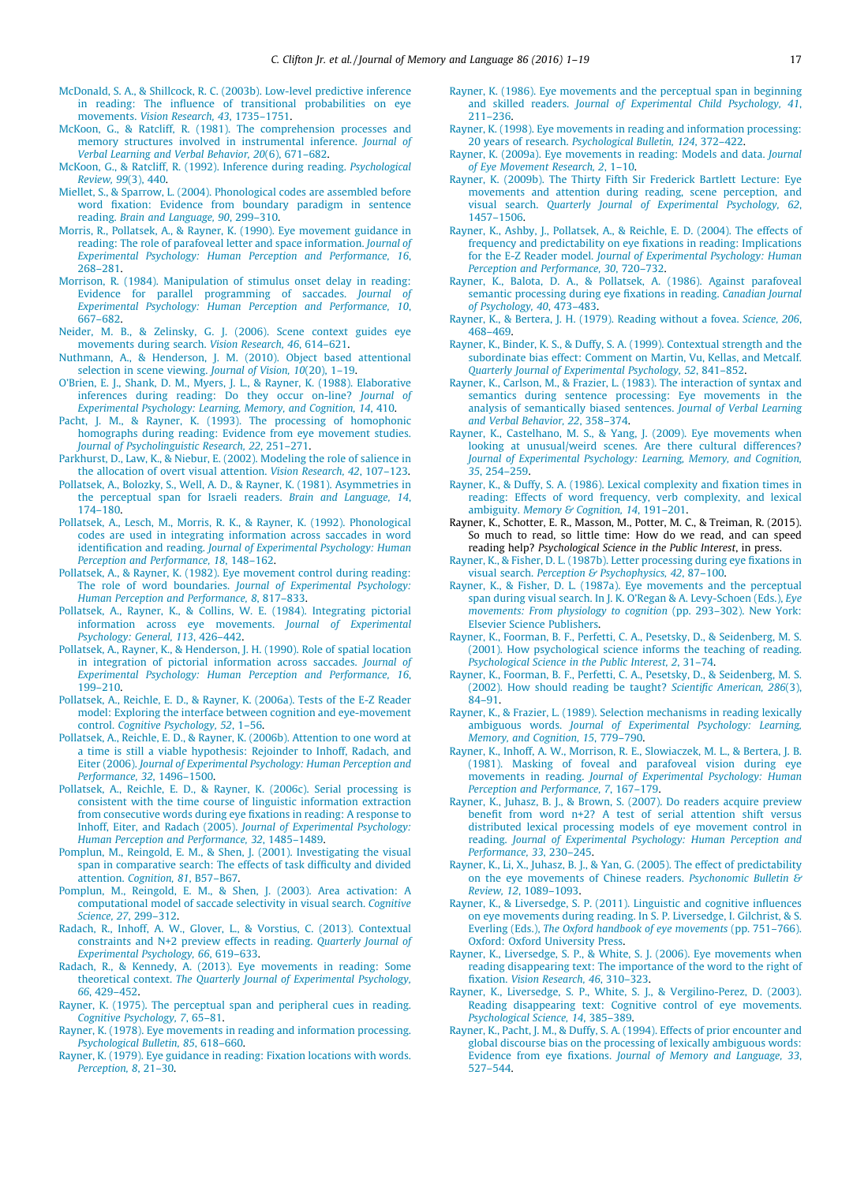McDonald, S. A., & Shillcock, R. C. (2003b). Low-level predictive inference in reading: The influence of transitional probabilities on eye movements. *Vision Research, 43*, 1735–1751.

McKoon, G., & Ratcliff, R. (1981). The comprehension processes and memory structures involved in instrumental inference. *Journal of Verbal Learning and Verbal Behavior, 20*(6), 671–682.

McKoon, G., & Ratcliff, R. (1992). Inference during reading. *Psychological Review, 99*(3), 440.

Miellet, S., & Sparrow, L. (2004). Phonological codes are assembled before word fixation: Evidence from boundary paradigm in sentence reading. *Brain and Language, 90*, 299–310.

Morris, R., Pollatsek, A., & Rayner, K. (1990). Eye movement guidance in reading: The role of parafoveal letter and space information. *Journal of Experimental Psychology: Human Perception and Performance, 16*, 268–281.

Morrison, R. (1984). Manipulation of stimulus onset delay in reading: Evidence for parallel programming of saccades. *Journal of Experimental Psychology: Human Perception and Performance, 10*, 667–682.

Neider, M. B., & Zelinsky, G. J. (2006). Scene context guides eye movements during search. *Vision Research, 46*, 614–621.

Nuthmann, A., & Henderson, J. M. (2010). Object based attentional selection in scene viewing. *Journal of Vision, 10*(20), 1–19.

O'Brien, E. J., Shank, D. M., Myers, J. L., & Rayner, K. (1988). Elaborative inferences during reading: Do they occur on-line? *Journal of Experimental Psychology: Learning, Memory, and Cognition, 14*, 410.

Pacht, J. M., & Rayner, K. (1993). The processing of homophonic homographs during reading: Evidence from eye movement studies. *Journal of Psycholinguistic Research, 22*, 251–271.

Parkhurst, D., Law, K., & Niebur, E. (2002). Modeling the role of salience in the allocation of overt visual attention. *Vision Research, 42*, 107–123.

Pollatsek, A., Bolozky, S., Well, A. D., & Rayner, K. (1981). Asymmetries in the perceptual span for Israeli readers. *Brain and Language, 14*, 174–180.

Pollatsek, A., Lesch, M., Morris, R. K., & Rayner, K. (1992). Phonological codes are used in integrating information across saccades in word identification and reading. *Journal of Experimental Psychology: Human Perception and Performance, 18*, 148–162.

Pollatsek, A., & Rayner, K. (1982). Eye movement control during reading: The role of word boundaries. *Journal of Experimental Psychology: Human Perception and Performance, 8*, 817–833.

Pollatsek, A., Rayner, K., & Collins, W. E. (1984). Integrating pictorial information across eye movements. *Journal of Experimental Psychology: General, 113*, 426–442.

Pollatsek, A., Rayner, K., & Henderson, J. H. (1990). Role of spatial location in integration of pictorial information across saccades. *Journal of Experimental Psychology: Human Perception and Performance, 16*, 199–210.

Pollatsek, A., Reichle, E. D., & Rayner, K. (2006a). Tests of the E-Z Reader model: Exploring the interface between cognition and eye-movement control. *Cognitive Psychology, 52*, 1–56.

Pollatsek, A., Reichle, E. D., & Rayner, K. (2006b). Attention to one word at a time is still a viable hypothesis: Rejoinder to Inhoff, Radach, and Eiter (2006). *Journal of Experimental Psychology: Human Perception and Performance, 32*, 1496–1500.

Pollatsek, A., Reichle, E. D., & Rayner, K. (2006c). Serial processing is consistent with the time course of linguistic information extraction from consecutive words during eye fixations in reading: A response to Inhoff, Eiter, and Radach (2005). *Journal of Experimental Psychology: Human Perception and Performance, 32*, 1485–1489.

Pomplun, M., Reingold, E. M., & Shen, J. (2001). Investigating the visual span in comparative search: The effects of task difficulty and divided attention. *Cognition, 81*, B57–B67.

Pomplun, M., Reingold, E. M., & Shen, J. (2003). Area activation: A computational model of saccade selectivity in visual search. *Cognitive Science, 27*, 299–312.

Radach, R., Inhoff, A. W., Glover, L., & Vorstius, C. (2013). Contextual constraints and N+2 preview effects in reading. *Quarterly Journal of Experimental Psychology, 66*, 619–633.

Radach, R., & Kennedy, A. (2013). Eye movements in reading: Some theoretical context. *The Quarterly Journal of Experimental Psychology, 66*, 429–452.

Rayner, K. (1975). The perceptual span and peripheral cues in reading. *Cognitive Psychology, 7*, 65–81.

Rayner, K. (1978). Eye movements in reading and information processing. *Psychological Bulletin, 85*, 618–660.

Rayner, K. (1979). Eye guidance in reading: Fixation locations with words. *Perception, 8*, 21–30.

Rayner, K. (1986). Eye movements and the perceptual span in beginning and skilled readers. *Journal of Experimental Child Psychology, 41*, 211–236.

Rayner, K. (1998). Eye movements in reading and information processing: 20 years of research. *Psychological Bulletin, 124*, 372–422.

Rayner, K. (2009a). Eye movements in reading: Models and data. *Journal of Eye Movement Research, 2*, 1–10.

Rayner, K. (2009b). The Thirty Fifth Sir Frederick Bartlett Lecture: Eye movements and attention during reading, scene perception, and visual search. *Quarterly Journal of Experimental Psychology, 62*, 1457–1506.

Rayner, K., Ashby, J., Pollatsek, A., & Reichle, E. D. (2004). The effects of frequency and predictability on eye fixations in reading: Implications for the E-Z Reader model. *Journal of Experimental Psychology: Human Perception and Performance, 30*, 720–732.

Rayner, K., Balota, D. A., & Pollatsek, A. (1986). Against parafoveal semantic processing during eye fixations in reading. *Canadian Journal of Psychology, 40*, 473–483.

Rayner, K., & Bertera, J. H. (1979). Reading without a fovea. *Science, 206*, 468–469.

Rayner, K., Binder, K. S., & Duffy, S. A. (1999). Contextual strength and the subordinate bias effect: Comment on Martin, Vu, Kellas, and Metcalf. *Quarterly Journal of Experimental Psychology, 52*, 841–852.

Rayner, K., Carlson, M., & Frazier, L. (1983). The interaction of syntax and semantics during sentence processing: Eye movements in the analysis of semantically biased sentences. *Journal of Verbal Learning and Verbal Behavior, 22*, 358–374.

Rayner, K., Castelhano, M. S., & Yang, J. (2009). Eye movements when looking at unusual/weird scenes. Are there cultural differences? *Journal of Experimental Psychology: Learning, Memory, and Cognition, 35*, 254–259.

Rayner, K., & Duffy, S. A. (1986). Lexical complexity and fixation times in reading: Effects of word frequency, verb complexity, and lexical ambiguity. *Memory & Cognition, 14*, 191–201.

Rayner, K., Schotter, E. R., Masson, M., Potter, M. C., & Treiman, R. (2015). So much to read, so little time: How do we read, and can speed reading help? *Psychological Science in the Public Interest*, in press.

Rayner, K., & Fisher, D. L. (1987b). Letter processing during eye fixations in visual search. *Perception & Psychophysics, 42*, 87–100.

Rayner, K., & Fisher, D. L. (1987a). Eye movements and the perceptual span during visual search. In J. K. O'Regan & A. Levy-Schoen (Eds.), *Eye movements: From physiology to cognition* (pp. 293–302). New York: Elsevier Science Publishers.

Rayner, K., Foorman, B. F., Perfetti, C. A., Pesetsky, D., & Seidenberg, M. S. (2001). How psychological science informs the teaching of reading. *Psychological Science in the Public Interest, 2*, 31–74.

Rayner, K., Foorman, B. F., Perfetti, C. A., Pesetsky, D., & Seidenberg, M. S. (2002). How should reading be taught? *Scientific American, 286*(3), 84–91.

Rayner, K., & Frazier, L. (1989). Selection mechanisms in reading lexically ambiguous words. *Journal of Experimental Psychology: Learning, Memory, and Cognition, 15*, 779–790.

Rayner, K., Inhoff, A. W., Morrison, R. E., Slowiaczek, M. L., & Bertera, J. B. (1981). Masking of foveal and parafoveal vision during eye movements in reading. *Journal of Experimental Psychology: Human Perception and Performance, 7*, 167–179.

Rayner, K., Juhasz, B. J., & Brown, S. (2007). Do readers acquire preview benefit from word n+2? A test of serial attention shift versus distributed lexical processing models of eye movement control in reading. *Journal of Experimental Psychology: Human Perception and Performance, 33*, 230–245.

Rayner, K., Li, X., Juhasz, B. J., & Yan, G. (2005). The effect of predictability on the eye movements of Chinese readers. *Psychonomic Bulletin & Review, 12*, 1089–1093.

Rayner, K., & Liversedge, S. P. (2011). Linguistic and cognitive influences on eye movements during reading. In S. P. Liversedge, I. Gilchrist, & S. Everling (Eds.), *The Oxford handbook of eye movements* (pp. 751–766). Oxford: Oxford University Press.

Rayner, K., Liversedge, S. P., & White, S. J. (2006). Eye movements when reading disappearing text: The importance of the word to the right of fixation. *Vision Research, 46*, 310–323.

Rayner, K., Liversedge, S. P., White, S. J., & Vergilino-Perez, D. (2003). Reading disappearing text: Cognitive control of eye movements. *Psychological Science, 14*, 385–389.

Rayner, K., Pacht, J. M., & Duffy, S. A. (1994). Effects of prior encounter and global discourse bias on the processing of lexically ambiguous words: Evidence from eye fixations. *Journal of Memory and Language, 33*, 527–544.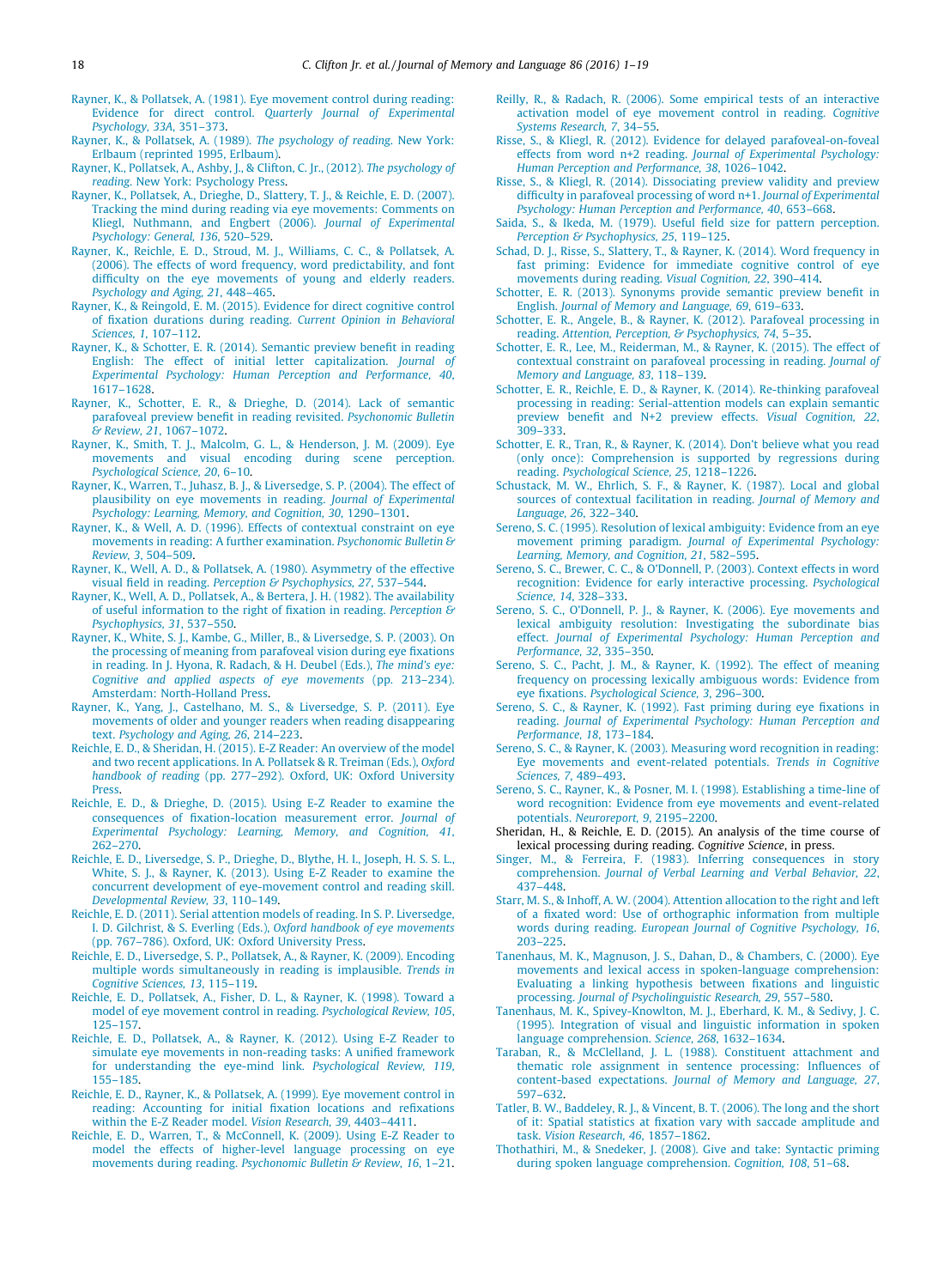Rayner, K., & Pollatsek, A. (1981). Eye movement control during reading: Evidence for direct control. *Quarterly Journal of Experimental Psychology, 33A*, 351–373.

Rayner, K., & Pollatsek, A. (1989). *The psychology of reading*. New York: Erlbaum (reprinted 1995, Erlbaum).

Rayner, K., Pollatsek, A., Ashby, J., & Clifton, C. Jr., (2012). *The psychology of reading*. New York: Psychology Press.

Rayner, K., Pollatsek, A., Drieghe, D., Slattery, T. J., & Reichle, E. D. (2007). Tracking the mind during reading via eye movements: Comments on Kliegl, Nuthmann, and Engbert (2006). *Journal of Experimental Psychology: General, 136*, 520–529.

Rayner, K., Reichle, E. D., Stroud, M. J., Williams, C. C., & Pollatsek, A. (2006). The effects of word frequency, word predictability, and font difficulty on the eye movements of young and elderly readers. *Psychology and Aging, 21*, 448–465.

Rayner, K., & Reingold, E. M. (2015). Evidence for direct cognitive control of fixation durations during reading. *Current Opinion in Behavioral Sciences, 1*, 107–112.

Rayner, K., & Schotter, E. R. (2014). Semantic preview benefit in reading English: The effect of initial letter capitalization. *Journal of Experimental Psychology: Human Perception and Performance, 40*, 1617–1628.

Rayner, K., Schotter, E. R., & Drieghe, D. (2014). Lack of semantic parafoveal preview benefit in reading revisited. *Psychonomic Bulletin & Review, 21*, 1067–1072.

Rayner, K., Smith, T. J., Malcolm, G. L., & Henderson, J. M. (2009). Eye movements and visual encoding during scene perception. *Psychological Science, 20*, 6–10.

Rayner, K., Warren, T., Juhasz, B. J., & Liversedge, S. P. (2004). The effect of plausibility on eye movements in reading. *Journal of Experimental Psychology: Learning, Memory, and Cognition, 30*, 1290–1301.

Rayner, K., & Well, A. D. (1996). Effects of contextual constraint on eye movements in reading: A further examination. *Psychonomic Bulletin & Review, 3*, 504–509.

Rayner, K., Well, A. D., & Pollatsek, A. (1980). Asymmetry of the effective visual field in reading. *Perception & Psychophysics, 27*, 537–544.

Rayner, K., Well, A. D., Pollatsek, A., & Bertera, J. H. (1982). The availability of useful information to the right of fixation in reading. *Perception & Psychophysics, 31*, 537–550.

Rayner, K., White, S. J., Kambe, G., Miller, B., & Liversedge, S. P. (2003). On the processing of meaning from parafoveal vision during eye fixations in reading. In J. Hyona, R. Radach, & H. Deubel (Eds.), *The mind's eye: Cognitive and applied aspects of eye movements* (pp. 213–234). Amsterdam: North-Holland Press.

Rayner, K., Yang, J., Castelhano, M. S., & Liversedge, S. P. (2011). Eye movements of older and younger readers when reading disappearing text. *Psychology and Aging, 26*, 214–223.

Reichle, E. D., & Sheridan, H. (2015). E-Z Reader: An overview of the model and two recent applications. In A. Pollatsek & R. Treiman (Eds.), *Oxford handbook of reading* (pp. 277–292). Oxford, UK: Oxford University Press.

Reichle, E. D., & Drieghe, D. (2015). Using E-Z Reader to examine the consequences of fixation-location measurement error. *Journal of Experimental Psychology: Learning, Memory, and Cognition, 41*, 262–270.

Reichle, E. D., Liversedge, S. P., Drieghe, D., Blythe, H. I., Joseph, H. S. S. L., White, S. J., & Rayner, K. (2013). Using E-Z Reader to examine the concurrent development of eye-movement control and reading skill. *Developmental Review, 33*, 110–149.

Reichle, E. D. (2011). Serial attention models of reading. In S. P. Liversedge, I. D. Gilchrist, & S. Everling (Eds.), *Oxford handbook of eye movements* (pp. 767–786). Oxford, UK: Oxford University Press.

Reichle, E. D., Liversedge, S. P., Pollatsek, A., & Rayner, K. (2009). Encoding multiple words simultaneously in reading is implausible. *Trends in Cognitive Sciences, 13*, 115–119.

Reichle, E. D., Pollatsek, A., Fisher, D. L., & Rayner, K. (1998). Toward a model of eye movement control in reading. *Psychological Review, 105*, 125–157.

Reichle, E. D., Pollatsek, A., & Rayner, K. (2012). Using E-Z Reader to simulate eye movements in non-reading tasks: A unified framework for understanding the eye-mind link. *Psychological Review, 119*, 155–185.

Reichle, E. D., Rayner, K., & Pollatsek, A. (1999). Eye movement control in reading: Accounting for initial fixation locations and refixations within the E-Z Reader model. *Vision Research, 39*, 4403–4411.

Reichle, E. D., Warren, T., & McConnell, K. (2009). Using E-Z Reader to model the effects of higher-level language processing on eye movements during reading. *Psychonomic Bulletin & Review, 16*, 1–21.

Reilly, R., & Radach, R. (2006). Some empirical tests of an interactive activation model of eye movement control in reading. *Cognitive Systems Research, 7*, 34–55.

Risse, S., & Kliegl, R. (2012). Evidence for delayed parafoveal-on-foveal effects from word n+2 reading. *Journal of Experimental Psychology: Human Perception and Performance, 38*, 1026–1042.

Risse, S., & Kliegl, R. (2014). Dissociating preview validity and preview difficulty in parafoveal processing of word n+1. *Journal of Experimental Psychology: Human Perception and Performance, 40*, 653–668.

Saida, S., & Ikeda, M. (1979). Useful field size for pattern perception. *Perception & Psychophysics, 25*, 119–125.

Schad, D. J., Risse, S., Slattery, T., & Rayner, K. (2014). Word frequency in fast priming: Evidence for immediate cognitive control of eye movements during reading. *Visual Cognition, 22*, 390–414.

Schotter, E. R. (2013). Synonyms provide semantic preview benefit in English. *Journal of Memory and Language, 69*, 619–633.

Schotter, E. R., Angele, B., & Rayner, K. (2012). Parafoveal processing in reading. *Attention, Perception, & Psychophysics, 74*, 5–35.

Schotter, E. R., Lee, M., Reiderman, M., & Rayner, K. (2015). The effect of contextual constraint on parafoveal processing in reading. *Journal of Memory and Language, 83*, 118–139.

Schotter, E. R., Reichle, E. D., & Rayner, K. (2014). Re-thinking parafoveal processing in reading: Serial-attention models can explain semantic preview benefit and N+2 preview effects. *Visual Cognition, 22*, 309–333.

Schotter, E. R., Tran, R., & Rayner, K. (2014). Don't believe what you read (only once): Comprehension is supported by regressions during reading. *Psychological Science, 25*, 1218–1226.

Schustack, M. W., Ehrlich, S. F., & Rayner, K. (1987). Local and global sources of contextual facilitation in reading. *Journal of Memory and Language, 26*, 322–340.

Sereno, S. C. (1995). Resolution of lexical ambiguity: Evidence from an eye movement priming paradigm. *Journal of Experimental Psychology: Learning, Memory, and Cognition, 21*, 582–595.

Sereno, S. C., Brewer, C. C., & O'Donnell, P. (2003). Context effects in word recognition: Evidence for early interactive processing. *Psychological Science, 14*, 328–333.

Sereno, S. C., O'Donnell, P. J., & Rayner, K. (2006). Eye movements and lexical ambiguity resolution: Investigating the subordinate bias effect. *Journal of Experimental Psychology: Human Perception and Performance, 32*, 335–350.

Sereno, S. C., Pacht, J. M., & Rayner, K. (1992). The effect of meaning frequency on processing lexically ambiguous words: Evidence from eye fixations. *Psychological Science, 3*, 296–300.

Sereno, S. C., & Rayner, K. (1992). Fast priming during eye fixations in reading. *Journal of Experimental Psychology: Human Perception and Performance, 18*, 173–184.

Sereno, S. C., & Rayner, K. (2003). Measuring word recognition in reading: Eye movements and event-related potentials. *Trends in Cognitive Sciences, 7*, 489–493.

Sereno, S. C., Rayner, K., & Posner, M. I. (1998). Establishing a time-line of word recognition: Evidence from eye movements and event-related potentials. *Neuroreport, 9*, 2195–2200.

Sheridan, H., & Reichle, E. D. (2015). An analysis of the time course of lexical processing during reading. *Cognitive Science*, in press.

Singer, M., & Ferreira, F. (1983). Inferring consequences in story comprehension. *Journal of Verbal Learning and Verbal Behavior, 22*, 437–448.

Starr, M. S., & Inhoff, A. W. (2004). Attention allocation to the right and left of a fixated word: Use of orthographic information from multiple words during reading. *European Journal of Cognitive Psychology, 16*, 203–225.

Tanenhaus, M. K., Magnuson, J. S., Dahan, D., & Chambers, C. (2000). Eye movements and lexical access in spoken-language comprehension: Evaluating a linking hypothesis between fixations and linguistic processing. *Journal of Psycholinguistic Research, 29*, 557–580.

Tanenhaus, M. K., Spivey-Knowlton, M. J., Eberhard, K. M., & Sedivy, J. C. (1995). Integration of visual and linguistic information in spoken language comprehension. *Science, 268*, 1632–1634.

Taraban, R., & McClelland, J. L. (1988). Constituent attachment and thematic role assignment in sentence processing: Influences of content-based expectations. *Journal of Memory and Language, 27*, 597–632.

Tatler, B. W., Baddeley, R. J., & Vincent, B. T. (2006). The long and the short of it: Spatial statistics at fixation vary with saccade amplitude and task. *Vision Research, 46*, 1857–1862.

Thothathiri, M., & Snedeker, J. (2008). Give and take: Syntactic priming during spoken language comprehension. *Cognition, 108*, 51–68.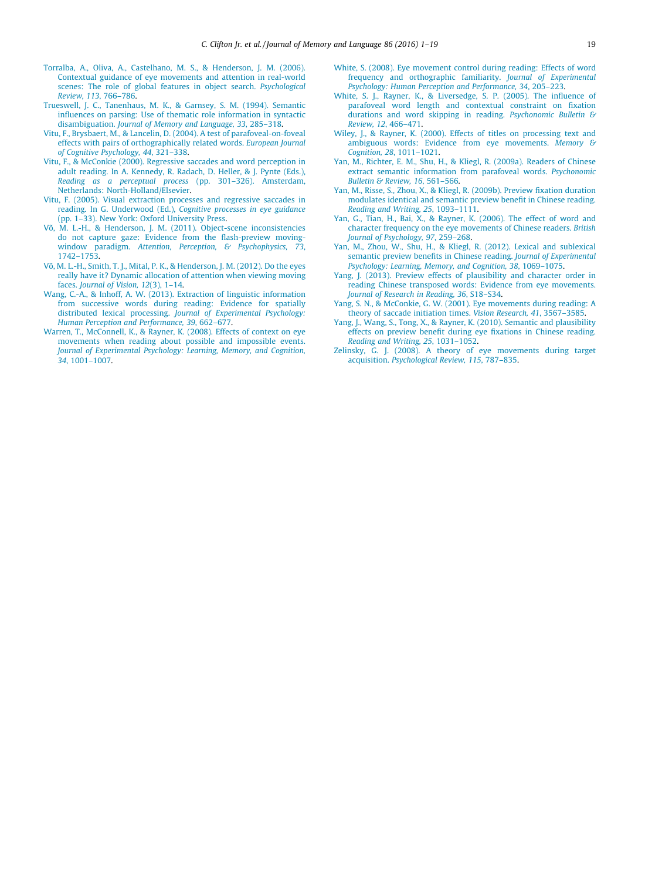Torralba, A., Oliva, A., Castelhano, M. S., & Henderson, J. M. (2006). Contextual guidance of eye movements and attention in real-world scenes: The role of global features in object search. *Psychological Review, 113*, 766–786.

Trueswell, J. C., Tanenhaus, M. K., & Garnsey, S. M. (1994). Semantic influences on parsing: Use of thematic role information in syntactic disambiguation. *Journal of Memory and Language, 33*, 285–318.

Vitu, F., Brysbaert, M., & Lancelin, D. (2004). A test of parafoveal-on-foveal effects with pairs of orthographically related words. *European Journal of Cognitive Psychology, 44*, 321–338.

Vitu, F., & McConkie (2000). Regressive saccades and word perception in adult reading. In A. Kennedy, R. Radach, D. Heller, & J. Pynte (Eds.), *Reading as a perceptual process* (pp. 301–326). Amsterdam, Netherlands: North-Holland/Elsevier.

Vitu, F. (2005). Visual extraction processes and regressive saccades in reading. In G. Underwood (Ed.), *Cognitive processes in eye guidance* (pp. 1–33). New York: Oxford University Press.

Võ, M. L.-H., & Henderson, J. M. (2011). Object-scene inconsistencies do not capture gaze: Evidence from the flash-preview moving-window paradigm. *Attention, Perception, & Psychophysics, 73*, 1742–1753.

Võ, M. L.-H., Smith, T. J., Mital, P. K., & Henderson, J. M. (2012). Do the eyes really have it? Dynamic allocation of attention when viewing moving faces. *Journal of Vision, 12*(3), 1–14.

Wang, C.-A., & Inhoff, A. W. (2013). Extraction of linguistic information from successive words during reading: Evidence for spatially distributed lexical processing. *Journal of Experimental Psychology: Human Perception and Performance, 39*, 662–677.

Warren, T., McConnell, K., & Rayner, K. (2008). Effects of context on eye movements when reading about possible and impossible events. *Journal of Experimental Psychology: Learning, Memory, and Cognition, 34*, 1001–1007.

White, S. (2008). Eye movement control during reading: Effects of word frequency and orthographic familiarity. *Journal of Experimental Psychology: Human Perception and Performance, 34*, 205–223.

White, S. J., Rayner, K., & Liversedge, S. P. (2005). The influence of parafoveal word length and contextual constraint on fixation durations and word skipping in reading. *Psychonomic Bulletin & Review, 12*, 466–471.

Wiley, J., & Rayner, K. (2000). Effects of titles on processing text and ambiguous words: Evidence from eye movements. *Memory & Cognition, 28*, 1011–1021.

Yan, M., Richter, E. M., Shu, H., & Kliegl, R. (2009a). Readers of Chinese extract semantic information from parafoveal words. *Psychonomic Bulletin & Review, 16*, 561–566.

Yan, M., Risse, S., Zhou, X., & Kliegl, R. (2009b). Preview fixation duration modulates identical and semantic preview benefit in Chinese reading. *Reading and Writing, 25*, 1093–1111.

Yan, G., Tian, H., Bai, X., & Rayner, K. (2006). The effect of word and character frequency on the eye movements of Chinese readers. *British Journal of Psychology, 97*, 259–268.

Yan, M., Zhou, W., Shu, H., & Kliegl, R. (2012). Lexical and sublexical semantic preview benefits in Chinese reading. *Journal of Experimental Psychology: Learning, Memory, and Cognition, 38*, 1069–1075.

Yang, J. (2013). Preview effects of plausibility and character order in reading Chinese transposed words: Evidence from eye movements. *Journal of Research in Reading, 36*, S18–S34.

Yang, S. N., & McConkie, G. W. (2001). Eye movements during reading: A theory of saccade initiation times. *Vision Research, 41*, 3567–3585.

Yang, J., Wang, S., Tong, X., & Rayner, K. (2010). Semantic and plausibility effects on preview benefit during eye fixations in Chinese reading. *Reading and Writing, 25*, 1031–1052.

Zelinsky, G. J. (2008). A theory of eye movements during target acquisition. *Psychological Review, 115*, 787–835.